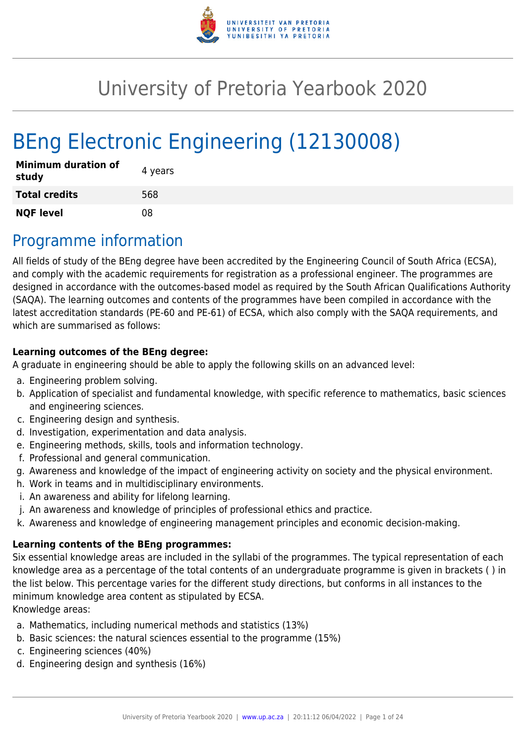# University of Pretoria Yearbook 2020

# BEng Electronic Engineering (12130008)

| **Minimum duration of study** | 4 years |
| --- | --- |
| **Total credits** | 568 |
| **NQF level** | 08 |

## Programme information

All fields of study of the BEng degree have been accredited by the Engineering Council of South Africa (ECSA), and comply with the academic requirements for registration as a professional engineer. The programmes are designed in accordance with the outcomes-based model as required by the South African Qualifications Authority (SAQA). The learning outcomes and contents of the programmes have been compiled in accordance with the latest accreditation standards (PE-60 and PE-61) of ECSA, which also comply with the SAQA requirements, and which are summarised as follows:

**Learning outcomes of the BEng degree:**

A graduate in engineering should be able to apply the following skills on an advanced level:

a. Engineering problem solving.
b. Application of specialist and fundamental knowledge, with specific reference to mathematics, basic sciences and engineering sciences.
c. Engineering design and synthesis.
d. Investigation, experimentation and data analysis.
e. Engineering methods, skills, tools and information technology.
f. Professional and general communication.
g. Awareness and knowledge of the impact of engineering activity on society and the physical environment.
h. Work in teams and in multidisciplinary environments.
i. An awareness and ability for lifelong learning.
j. An awareness and knowledge of principles of professional ethics and practice.
k. Awareness and knowledge of engineering management principles and economic decision-making.

**Learning contents of the BEng programmes:**

Six essential knowledge areas are included in the syllabi of the programmes. The typical representation of each knowledge area as a percentage of the total contents of an undergraduate programme is given in brackets ( ) in the list below. This percentage varies for the different study directions, but conforms in all instances to the minimum knowledge area content as stipulated by ECSA.

Knowledge areas:

a. Mathematics, including numerical methods and statistics (13%)
b. Basic sciences: the natural sciences essential to the programme (15%)
c. Engineering sciences (40%)
d. Engineering design and synthesis (16%)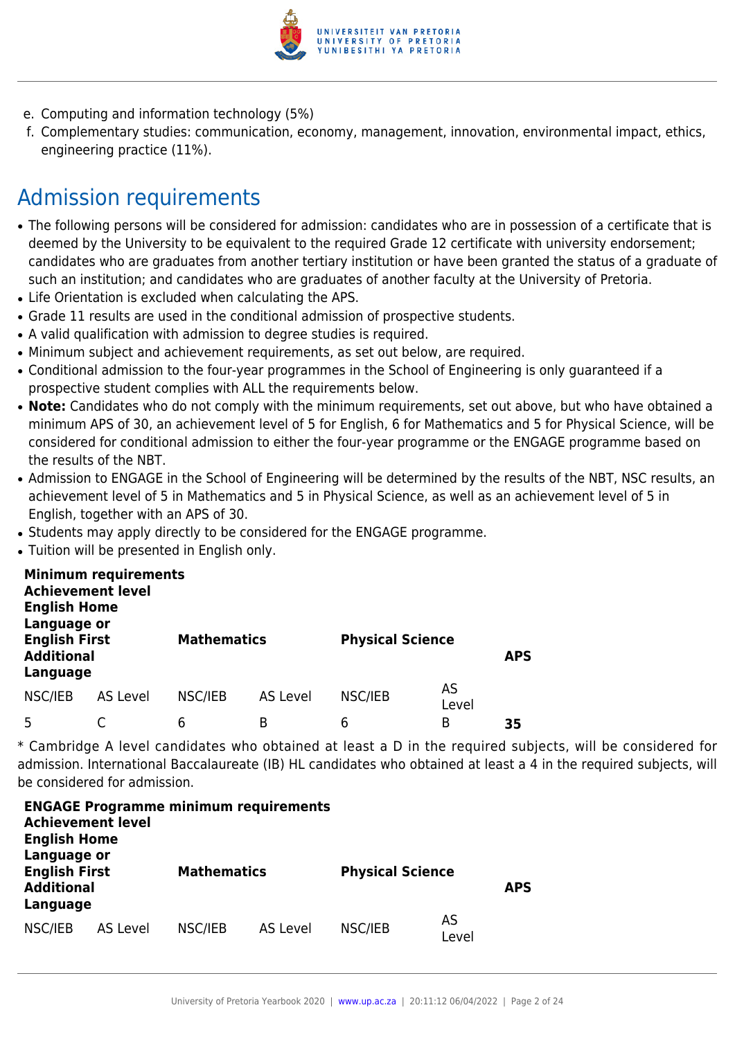e. Computing and information technology (5%)
f. Complementary studies: communication, economy, management, innovation, environmental impact, ethics, engineering practice (11%).

## Admission requirements

- The following persons will be considered for admission: candidates who are in possession of a certificate that is deemed by the University to be equivalent to the required Grade 12 certificate with university endorsement; candidates who are graduates from another tertiary institution or have been granted the status of a graduate of such an institution; and candidates who are graduates of another faculty at the University of Pretoria.
- Life Orientation is excluded when calculating the APS.
- Grade 11 results are used in the conditional admission of prospective students.
- A valid qualification with admission to degree studies is required.
- Minimum subject and achievement requirements, as set out below, are required.
- Conditional admission to the four-year programmes in the School of Engineering is only guaranteed if a prospective student complies with ALL the requirements below.
- **Note:** Candidates who do not comply with the minimum requirements, set out above, but who have obtained a minimum APS of 30, an achievement level of 5 for English, 6 for Mathematics and 5 for Physical Science, will be considered for conditional admission to either the four-year programme or the ENGAGE programme based on the results of the NBT.
- Admission to ENGAGE in the School of Engineering will be determined by the results of the NBT, NSC results, an achievement level of 5 in Mathematics and 5 in Physical Science, as well as an achievement level of 5 in English, together with an APS of 30.
- Students may apply directly to be considered for the ENGAGE programme.
- Tuition will be presented in English only.

| **Minimum requirements Achievement level English Home Language or English First Additional Language** | | **Mathematics** | | **Physical Science** | | **APS** |
|---|---|---|---|---|---|---|
| NSC/IEB | AS Level | NSC/IEB | AS Level | NSC/IEB | AS Level | |
| 5 | C | 6 | B | 6 | B | **35** |

\* Cambridge A level candidates who obtained at least a D in the required subjects, will be considered for admission. International Baccalaureate (IB) HL candidates who obtained at least a 4 in the required subjects, will be considered for admission.

| **ENGAGE Programme minimum requirements Achievement level English Home Language or English First Additional Language** | | **Mathematics** | | **Physical Science** | | **APS** |
|---|---|---|---|---|---|---|
| NSC/IEB | AS Level | NSC/IEB | AS Level | NSC/IEB | AS Level | |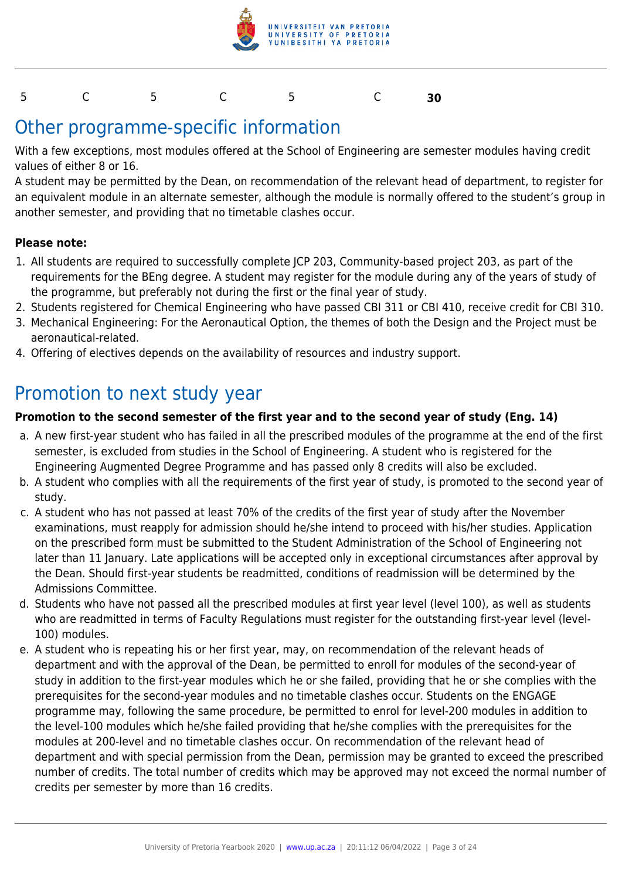| 5 | C | 5 | C | 5 | C | **30** |
|---|---|---|---|---|---|---|

# Other programme-specific information

With a few exceptions, most modules offered at the School of Engineering are semester modules having credit values of either 8 or 16.

A student may be permitted by the Dean, on recommendation of the relevant head of department, to register for an equivalent module in an alternate semester, although the module is normally offered to the student's group in another semester, and providing that no timetable clashes occur.

**Please note:**

1. All students are required to successfully complete JCP 203, Community-based project 203, as part of the requirements for the BEng degree. A student may register for the module during any of the years of study of the programme, but preferably not during the first or the final year of study.
2. Students registered for Chemical Engineering who have passed CBI 311 or CBI 410, receive credit for CBI 310.
3. Mechanical Engineering: For the Aeronautical Option, the themes of both the Design and the Project must be aeronautical-related.
4. Offering of electives depends on the availability of resources and industry support.

# Promotion to next study year

**Promotion to the second semester of the first year and to the second year of study (Eng. 14)**

a. A new first-year student who has failed in all the prescribed modules of the programme at the end of the first semester, is excluded from studies in the School of Engineering. A student who is registered for the Engineering Augmented Degree Programme and has passed only 8 credits will also be excluded.
b. A student who complies with all the requirements of the first year of study, is promoted to the second year of study.
c. A student who has not passed at least 70% of the credits of the first year of study after the November examinations, must reapply for admission should he/she intend to proceed with his/her studies. Application on the prescribed form must be submitted to the Student Administration of the School of Engineering not later than 11 January. Late applications will be accepted only in exceptional circumstances after approval by the Dean. Should first-year students be readmitted, conditions of readmission will be determined by the Admissions Committee.
d. Students who have not passed all the prescribed modules at first year level (level 100), as well as students who are readmitted in terms of Faculty Regulations must register for the outstanding first-year level (level-100) modules.
e. A student who is repeating his or her first year, may, on recommendation of the relevant heads of department and with the approval of the Dean, be permitted to enroll for modules of the second-year of study in addition to the first-year modules which he or she failed, providing that he or she complies with the prerequisites for the second-year modules and no timetable clashes occur. Students on the ENGAGE programme may, following the same procedure, be permitted to enrol for level-200 modules in addition to the level-100 modules which he/she failed providing that he/she complies with the prerequisites for the modules at 200-level and no timetable clashes occur. On recommendation of the relevant head of department and with special permission from the Dean, permission may be granted to exceed the prescribed number of credits. The total number of credits which may be approved may not exceed the normal number of credits per semester by more than 16 credits.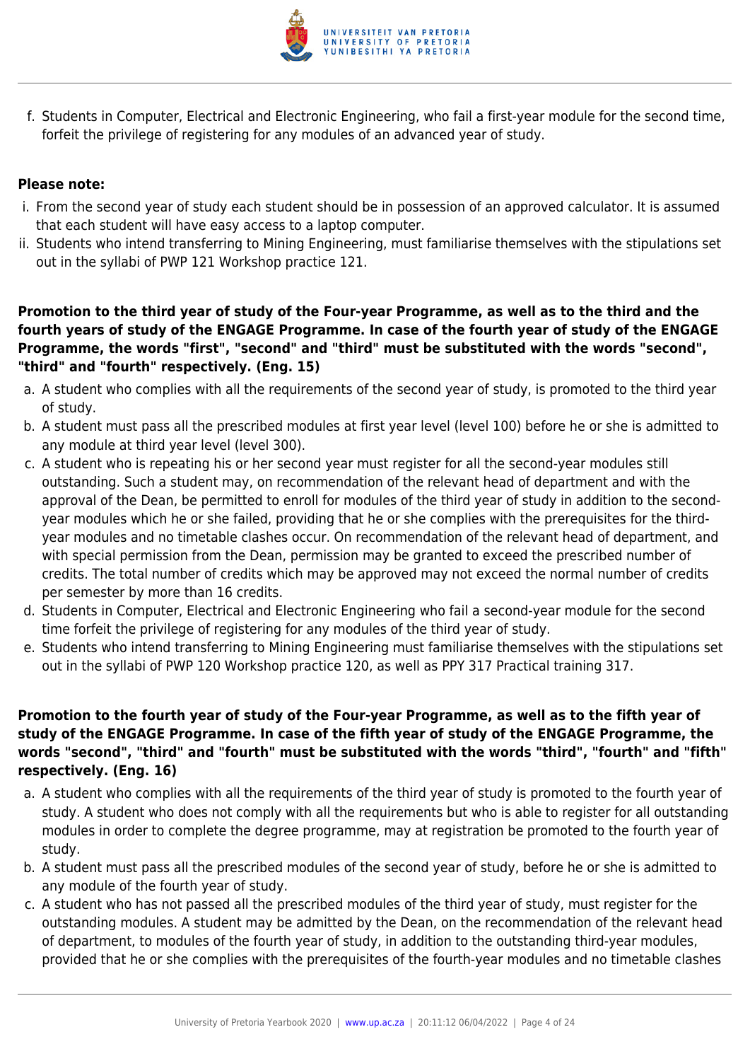f. Students in Computer, Electrical and Electronic Engineering, who fail a first-year module for the second time, forfeit the privilege of registering for any modules of an advanced year of study.

**Please note:**

i. From the second year of study each student should be in possession of an approved calculator. It is assumed that each student will have easy access to a laptop computer.
ii. Students who intend transferring to Mining Engineering, must familiarise themselves with the stipulations set out in the syllabi of PWP 121 Workshop practice 121.

**Promotion to the third year of study of the Four-year Programme, as well as to the third and the fourth years of study of the ENGAGE Programme. In case of the fourth year of study of the ENGAGE Programme, the words "first", "second" and "third" must be substituted with the words "second", "third" and "fourth" respectively. (Eng. 15)**

a. A student who complies with all the requirements of the second year of study, is promoted to the third year of study.
b. A student must pass all the prescribed modules at first year level (level 100) before he or she is admitted to any module at third year level (level 300).
c. A student who is repeating his or her second year must register for all the second-year modules still outstanding. Such a student may, on recommendation of the relevant head of department and with the approval of the Dean, be permitted to enroll for modules of the third year of study in addition to the second-year modules which he or she failed, providing that he or she complies with the prerequisites for the third-year modules and no timetable clashes occur. On recommendation of the relevant head of department, and with special permission from the Dean, permission may be granted to exceed the prescribed number of credits. The total number of credits which may be approved may not exceed the normal number of credits per semester by more than 16 credits.
d. Students in Computer, Electrical and Electronic Engineering who fail a second-year module for the second time forfeit the privilege of registering for any modules of the third year of study.
e. Students who intend transferring to Mining Engineering must familiarise themselves with the stipulations set out in the syllabi of PWP 120 Workshop practice 120, as well as PPY 317 Practical training 317.

**Promotion to the fourth year of study of the Four-year Programme, as well as to the fifth year of study of the ENGAGE Programme. In case of the fifth year of study of the ENGAGE Programme, the words "second", "third" and "fourth" must be substituted with the words "third", "fourth" and "fifth" respectively. (Eng. 16)**

a. A student who complies with all the requirements of the third year of study is promoted to the fourth year of study. A student who does not comply with all the requirements but who is able to register for all outstanding modules in order to complete the degree programme, may at registration be promoted to the fourth year of study.
b. A student must pass all the prescribed modules of the second year of study, before he or she is admitted to any module of the fourth year of study.
c. A student who has not passed all the prescribed modules of the third year of study, must register for the outstanding modules. A student may be admitted by the Dean, on the recommendation of the relevant head of department, to modules of the fourth year of study, in addition to the outstanding third-year modules, provided that he or she complies with the prerequisites of the fourth-year modules and no timetable clashes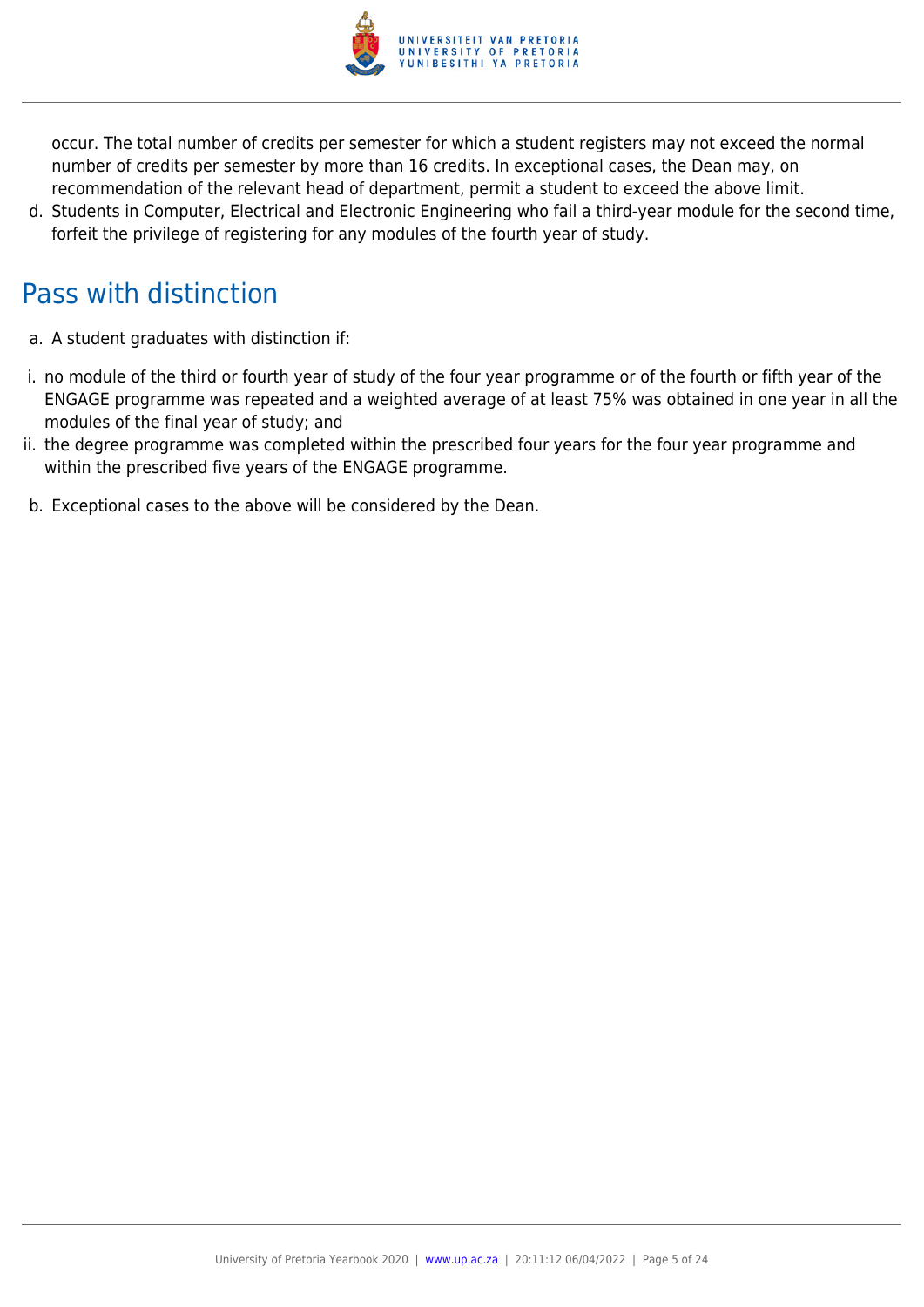occur. The total number of credits per semester for which a student registers may not exceed the normal number of credits per semester by more than 16 credits. In exceptional cases, the Dean may, on recommendation of the relevant head of department, permit a student to exceed the above limit.

d. Students in Computer, Electrical and Electronic Engineering who fail a third-year module for the second time, forfeit the privilege of registering for any modules of the fourth year of study.

## Pass with distinction

a. A student graduates with distinction if:

i. no module of the third or fourth year of study of the four year programme or of the fourth or fifth year of the ENGAGE programme was repeated and a weighted average of at least 75% was obtained in one year in all the modules of the final year of study; and

ii. the degree programme was completed within the prescribed four years for the four year programme and within the prescribed five years of the ENGAGE programme.

b. Exceptional cases to the above will be considered by the Dean.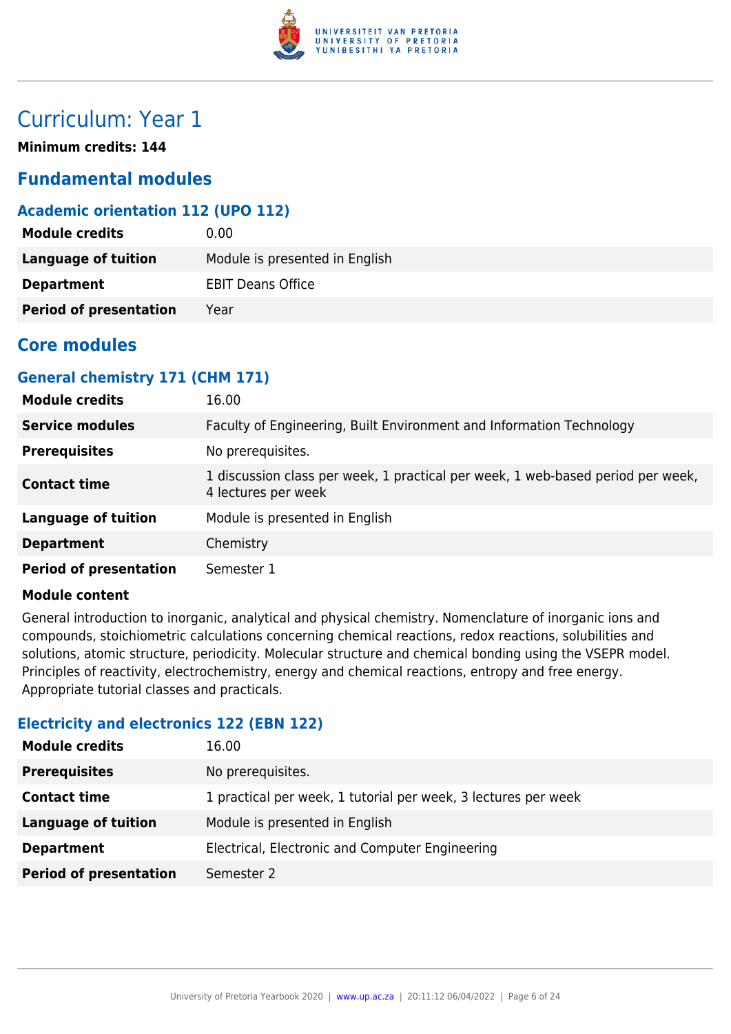# Curriculum: Year 1

**Minimum credits: 144**

## Fundamental modules

### Academic orientation 112 (UPO 112)

| | |
|---|---|
| **Module credits** | 0.00 |
| **Language of tuition** | Module is presented in English |
| **Department** | EBIT Deans Office |
| **Period of presentation** | Year |

## Core modules

### General chemistry 171 (CHM 171)

| | |
|---|---|
| **Module credits** | 16.00 |
| **Service modules** | Faculty of Engineering, Built Environment and Information Technology |
| **Prerequisites** | No prerequisites. |
| **Contact time** | 1 discussion class per week, 1 practical per week, 1 web-based period per week, 4 lectures per week |
| **Language of tuition** | Module is presented in English |
| **Department** | Chemistry |
| **Period of presentation** | Semester 1 |

**Module content**

General introduction to inorganic, analytical and physical chemistry. Nomenclature of inorganic ions and compounds, stoichiometric calculations concerning chemical reactions, redox reactions, solubilities and solutions, atomic structure, periodicity. Molecular structure and chemical bonding using the VSEPR model. Principles of reactivity, electrochemistry, energy and chemical reactions, entropy and free energy. Appropriate tutorial classes and practicals.

### Electricity and electronics 122 (EBN 122)

| | |
|---|---|
| **Module credits** | 16.00 |
| **Prerequisites** | No prerequisites. |
| **Contact time** | 1 practical per week, 1 tutorial per week, 3 lectures per week |
| **Language of tuition** | Module is presented in English |
| **Department** | Electrical, Electronic and Computer Engineering |
| **Period of presentation** | Semester 2 |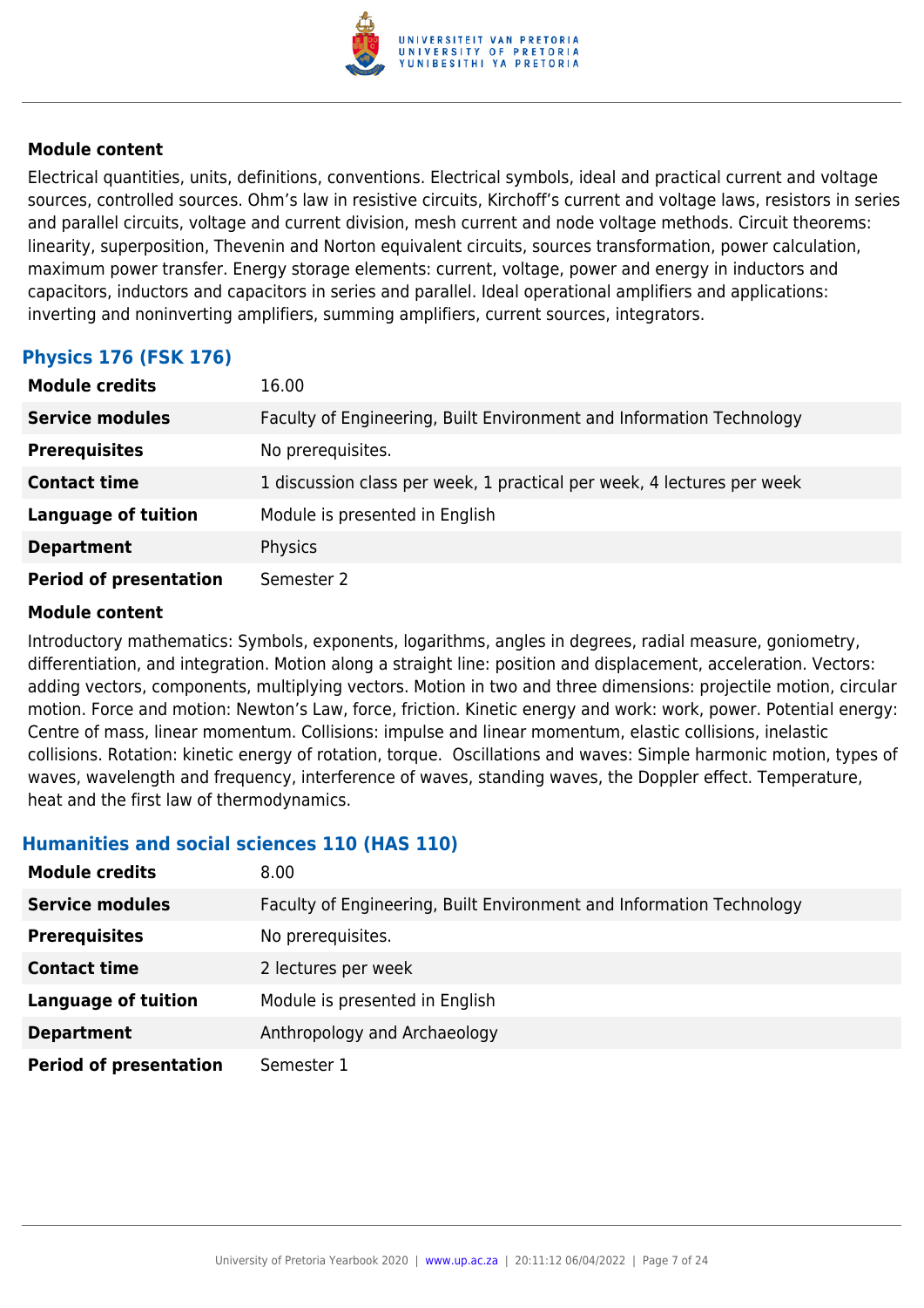#### Module content

Electrical quantities, units, definitions, conventions. Electrical symbols, ideal and practical current and voltage sources, controlled sources. Ohm's law in resistive circuits, Kirchoff's current and voltage laws, resistors in series and parallel circuits, voltage and current division, mesh current and node voltage methods. Circuit theorems: linearity, superposition, Thevenin and Norton equivalent circuits, sources transformation, power calculation, maximum power transfer. Energy storage elements: current, voltage, power and energy in inductors and capacitors, inductors and capacitors in series and parallel. Ideal operational amplifiers and applications: inverting and noninverting amplifiers, summing amplifiers, current sources, integrators.

### Physics 176 (FSK 176)

| | |
|---|---|
| **Module credits** | 16.00 |
| **Service modules** | Faculty of Engineering, Built Environment and Information Technology |
| **Prerequisites** | No prerequisites. |
| **Contact time** | 1 discussion class per week, 1 practical per week, 4 lectures per week |
| **Language of tuition** | Module is presented in English |
| **Department** | Physics |
| **Period of presentation** | Semester 2 |

#### Module content

Introductory mathematics: Symbols, exponents, logarithms, angles in degrees, radial measure, goniometry, differentiation, and integration. Motion along a straight line: position and displacement, acceleration. Vectors: adding vectors, components, multiplying vectors. Motion in two and three dimensions: projectile motion, circular motion. Force and motion: Newton's Law, force, friction. Kinetic energy and work: work, power. Potential energy: Centre of mass, linear momentum. Collisions: impulse and linear momentum, elastic collisions, inelastic collisions. Rotation: kinetic energy of rotation, torque. Oscillations and waves: Simple harmonic motion, types of waves, wavelength and frequency, interference of waves, standing waves, the Doppler effect. Temperature, heat and the first law of thermodynamics.

### Humanities and social sciences 110 (HAS 110)

| | |
|---|---|
| **Module credits** | 8.00 |
| **Service modules** | Faculty of Engineering, Built Environment and Information Technology |
| **Prerequisites** | No prerequisites. |
| **Contact time** | 2 lectures per week |
| **Language of tuition** | Module is presented in English |
| **Department** | Anthropology and Archaeology |
| **Period of presentation** | Semester 1 |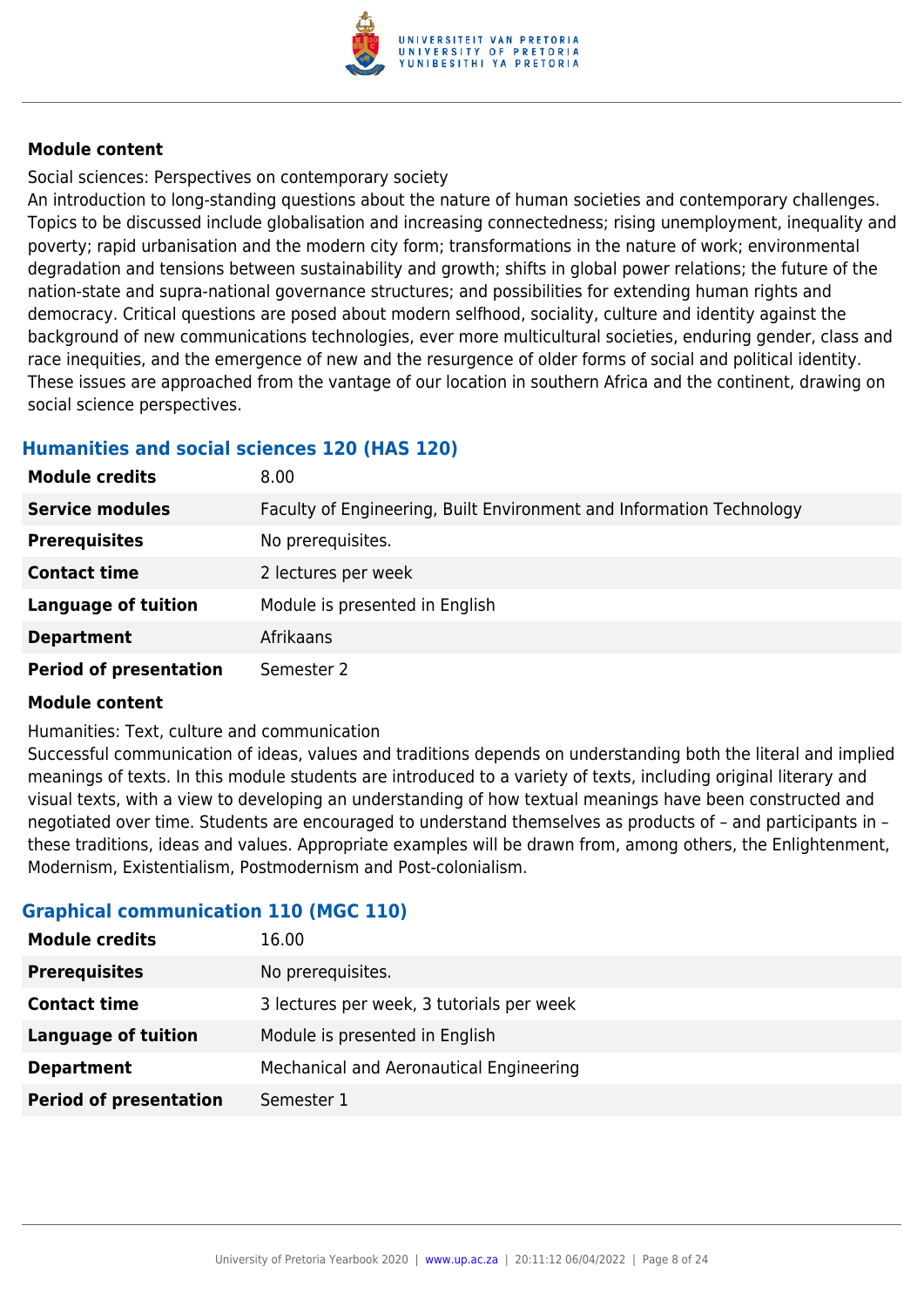**Module content**

Social sciences: Perspectives on contemporary society

An introduction to long-standing questions about the nature of human societies and contemporary challenges. Topics to be discussed include globalisation and increasing connectedness; rising unemployment, inequality and poverty; rapid urbanisation and the modern city form; transformations in the nature of work; environmental degradation and tensions between sustainability and growth; shifts in global power relations; the future of the nation-state and supra-national governance structures; and possibilities for extending human rights and democracy. Critical questions are posed about modern selfhood, sociality, culture and identity against the background of new communications technologies, ever more multicultural societies, enduring gender, class and race inequities, and the emergence of new and the resurgence of older forms of social and political identity. These issues are approached from the vantage of our location in southern Africa and the continent, drawing on social science perspectives.

### Humanities and social sciences 120 (HAS 120)

| | |
|---|---|
| **Module credits** | 8.00 |
| **Service modules** | Faculty of Engineering, Built Environment and Information Technology |
| **Prerequisites** | No prerequisites. |
| **Contact time** | 2 lectures per week |
| **Language of tuition** | Module is presented in English |
| **Department** | Afrikaans |
| **Period of presentation** | Semester 2 |

**Module content**

Humanities: Text, culture and communication

Successful communication of ideas, values and traditions depends on understanding both the literal and implied meanings of texts. In this module students are introduced to a variety of texts, including original literary and visual texts, with a view to developing an understanding of how textual meanings have been constructed and negotiated over time. Students are encouraged to understand themselves as products of – and participants in – these traditions, ideas and values. Appropriate examples will be drawn from, among others, the Enlightenment, Modernism, Existentialism, Postmodernism and Post-colonialism.

### Graphical communication 110 (MGC 110)

| | |
|---|---|
| **Module credits** | 16.00 |
| **Prerequisites** | No prerequisites. |
| **Contact time** | 3 lectures per week, 3 tutorials per week |
| **Language of tuition** | Module is presented in English |
| **Department** | Mechanical and Aeronautical Engineering |
| **Period of presentation** | Semester 1 |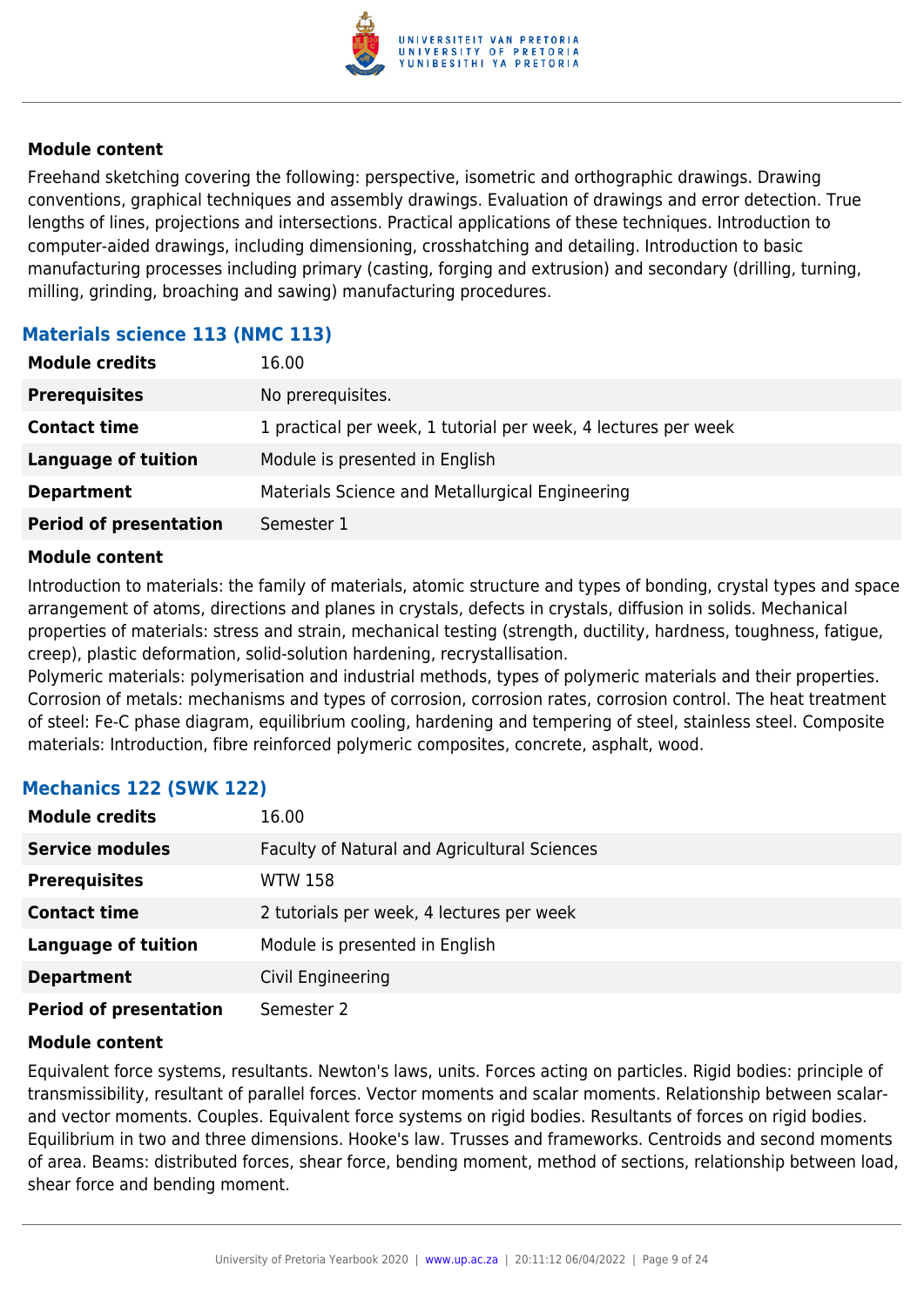**Module content**

Freehand sketching covering the following: perspective, isometric and orthographic drawings. Drawing conventions, graphical techniques and assembly drawings. Evaluation of drawings and error detection. True lengths of lines, projections and intersections. Practical applications of these techniques. Introduction to computer-aided drawings, including dimensioning, crosshatching and detailing. Introduction to basic manufacturing processes including primary (casting, forging and extrusion) and secondary (drilling, turning, milling, grinding, broaching and sawing) manufacturing procedures.

### Materials science 113 (NMC 113)

| | |
|---|---|
| **Module credits** | 16.00 |
| **Prerequisites** | No prerequisites. |
| **Contact time** | 1 practical per week, 1 tutorial per week, 4 lectures per week |
| **Language of tuition** | Module is presented in English |
| **Department** | Materials Science and Metallurgical Engineering |
| **Period of presentation** | Semester 1 |

**Module content**

Introduction to materials: the family of materials, atomic structure and types of bonding, crystal types and space arrangement of atoms, directions and planes in crystals, defects in crystals, diffusion in solids. Mechanical properties of materials: stress and strain, mechanical testing (strength, ductility, hardness, toughness, fatigue, creep), plastic deformation, solid-solution hardening, recrystallisation.
Polymeric materials: polymerisation and industrial methods, types of polymeric materials and their properties. Corrosion of metals: mechanisms and types of corrosion, corrosion rates, corrosion control. The heat treatment of steel: Fe-C phase diagram, equilibrium cooling, hardening and tempering of steel, stainless steel. Composite materials: Introduction, fibre reinforced polymeric composites, concrete, asphalt, wood.

### Mechanics 122 (SWK 122)

| | |
|---|---|
| **Module credits** | 16.00 |
| **Service modules** | Faculty of Natural and Agricultural Sciences |
| **Prerequisites** | WTW 158 |
| **Contact time** | 2 tutorials per week, 4 lectures per week |
| **Language of tuition** | Module is presented in English |
| **Department** | Civil Engineering |
| **Period of presentation** | Semester 2 |

**Module content**

Equivalent force systems, resultants. Newton's laws, units. Forces acting on particles. Rigid bodies: principle of transmissibility, resultant of parallel forces. Vector moments and scalar moments. Relationship between scalar- and vector moments. Couples. Equivalent force systems on rigid bodies. Resultants of forces on rigid bodies. Equilibrium in two and three dimensions. Hooke's law. Trusses and frameworks. Centroids and second moments of area. Beams: distributed forces, shear force, bending moment, method of sections, relationship between load, shear force and bending moment.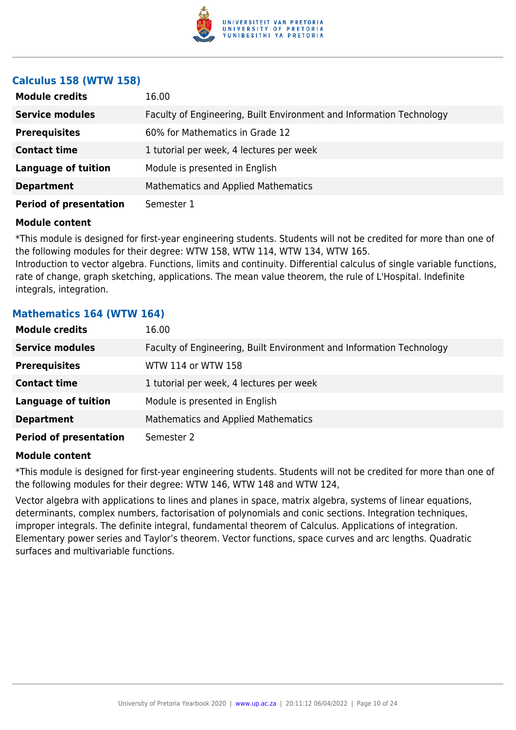### Calculus 158 (WTW 158)

| | |
|---|---|
| **Module credits** | 16.00 |
| **Service modules** | Faculty of Engineering, Built Environment and Information Technology |
| **Prerequisites** | 60% for Mathematics in Grade 12 |
| **Contact time** | 1 tutorial per week, 4 lectures per week |
| **Language of tuition** | Module is presented in English |
| **Department** | Mathematics and Applied Mathematics |
| **Period of presentation** | Semester 1 |

**Module content**

*This module is designed for first-year engineering students. Students will not be credited for more than one of the following modules for their degree: WTW 158, WTW 114, WTW 134, WTW 165.
Introduction to vector algebra. Functions, limits and continuity. Differential calculus of single variable functions, rate of change, graph sketching, applications. The mean value theorem, the rule of L'Hospital. Indefinite integrals, integration.

### Mathematics 164 (WTW 164)

| | |
|---|---|
| **Module credits** | 16.00 |
| **Service modules** | Faculty of Engineering, Built Environment and Information Technology |
| **Prerequisites** | WTW 114 or WTW 158 |
| **Contact time** | 1 tutorial per week, 4 lectures per week |
| **Language of tuition** | Module is presented in English |
| **Department** | Mathematics and Applied Mathematics |
| **Period of presentation** | Semester 2 |

**Module content**

*This module is designed for first-year engineering students. Students will not be credited for more than one of the following modules for their degree: WTW 146, WTW 148 and WTW 124,

Vector algebra with applications to lines and planes in space, matrix algebra, systems of linear equations, determinants, complex numbers, factorisation of polynomials and conic sections. Integration techniques, improper integrals. The definite integral, fundamental theorem of Calculus. Applications of integration. Elementary power series and Taylor's theorem. Vector functions, space curves and arc lengths. Quadratic surfaces and multivariable functions.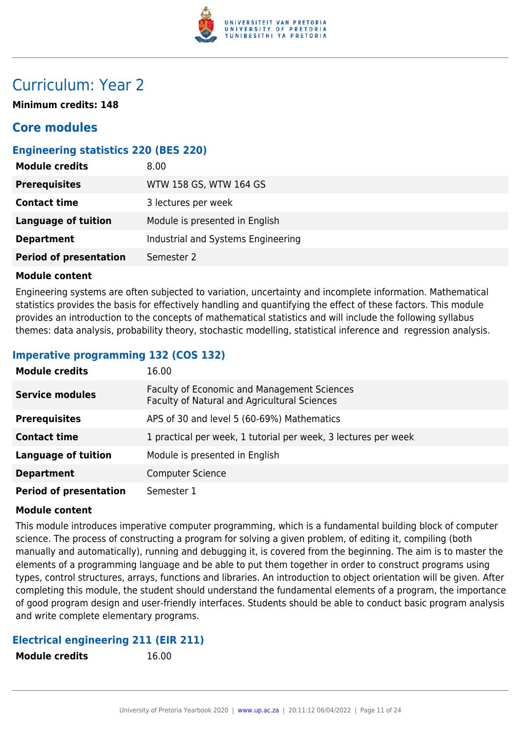# Curriculum: Year 2

**Minimum credits: 148**

## Core modules

### Engineering statistics 220 (BES 220)

| | |
|---|---|
| **Module credits** | 8.00 |
| **Prerequisites** | WTW 158 GS, WTW 164 GS |
| **Contact time** | 3 lectures per week |
| **Language of tuition** | Module is presented in English |
| **Department** | Industrial and Systems Engineering |
| **Period of presentation** | Semester 2 |

**Module content**

Engineering systems are often subjected to variation, uncertainty and incomplete information. Mathematical statistics provides the basis for effectively handling and quantifying the effect of these factors. This module provides an introduction to the concepts of mathematical statistics and will include the following syllabus themes: data analysis, probability theory, stochastic modelling, statistical inference and regression analysis.

### Imperative programming 132 (COS 132)

| | |
|---|---|
| **Module credits** | 16.00 |
| **Service modules** | Faculty of Economic and Management Sciences<br>Faculty of Natural and Agricultural Sciences |
| **Prerequisites** | APS of 30 and level 5 (60-69%) Mathematics |
| **Contact time** | 1 practical per week, 1 tutorial per week, 3 lectures per week |
| **Language of tuition** | Module is presented in English |
| **Department** | Computer Science |
| **Period of presentation** | Semester 1 |

**Module content**

This module introduces imperative computer programming, which is a fundamental building block of computer science. The process of constructing a program for solving a given problem, of editing it, compiling (both manually and automatically), running and debugging it, is covered from the beginning. The aim is to master the elements of a programming language and be able to put them together in order to construct programs using types, control structures, arrays, functions and libraries. An introduction to object orientation will be given. After completing this module, the student should understand the fundamental elements of a program, the importance of good program design and user-friendly interfaces. Students should be able to conduct basic program analysis and write complete elementary programs.

### Electrical engineering 211 (EIR 211)

| | |
|---|---|
| **Module credits** | 16.00 |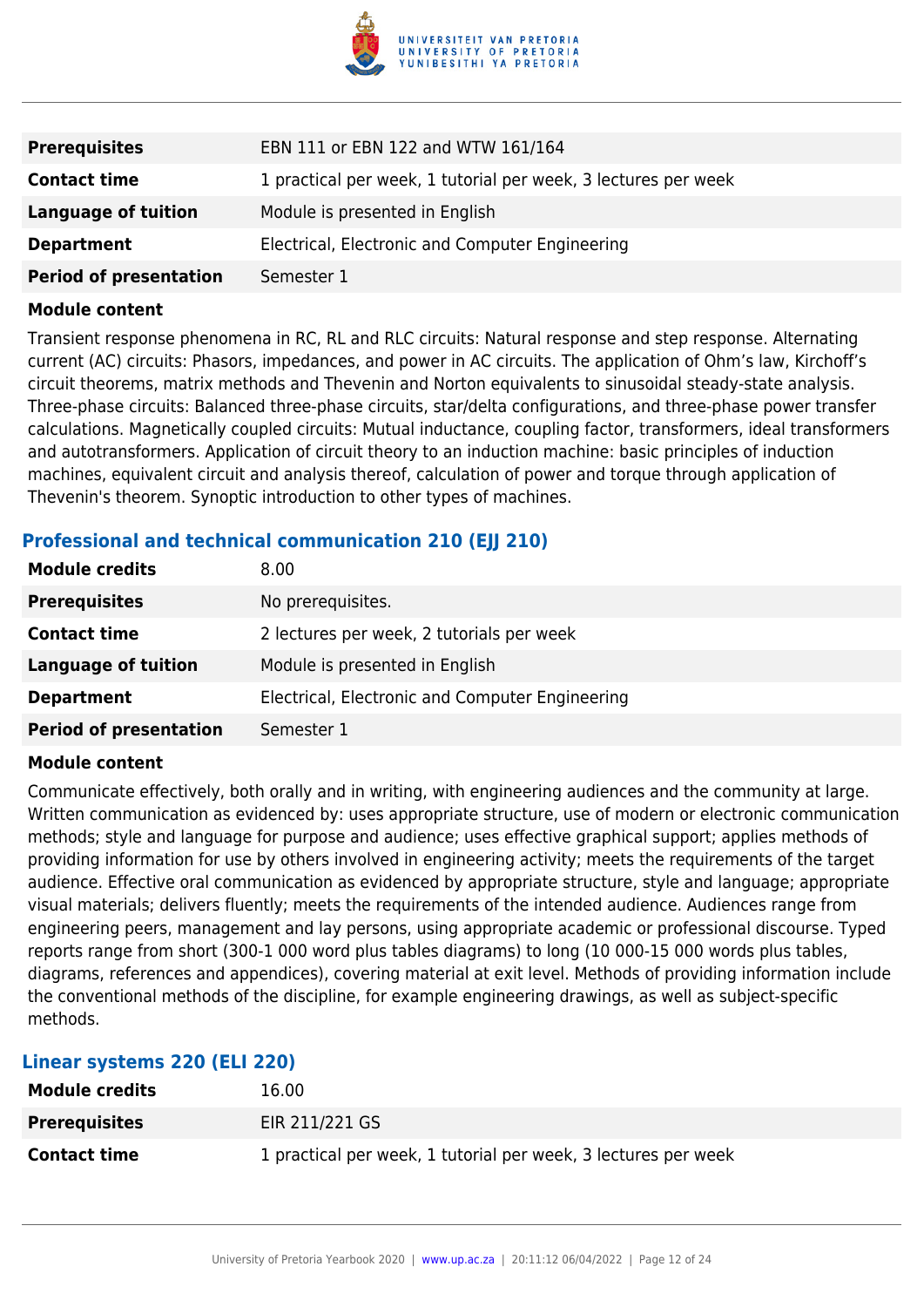| | |
|---|---|
| **Prerequisites** | EBN 111 or EBN 122 and WTW 161/164 |
| **Contact time** | 1 practical per week, 1 tutorial per week, 3 lectures per week |
| **Language of tuition** | Module is presented in English |
| **Department** | Electrical, Electronic and Computer Engineering |
| **Period of presentation** | Semester 1 |

**Module content**

Transient response phenomena in RC, RL and RLC circuits: Natural response and step response. Alternating current (AC) circuits: Phasors, impedances, and power in AC circuits. The application of Ohm's law, Kirchoff's circuit theorems, matrix methods and Thevenin and Norton equivalents to sinusoidal steady-state analysis. Three-phase circuits: Balanced three-phase circuits, star/delta configurations, and three-phase power transfer calculations. Magnetically coupled circuits: Mutual inductance, coupling factor, transformers, ideal transformers and autotransformers. Application of circuit theory to an induction machine: basic principles of induction machines, equivalent circuit and analysis thereof, calculation of power and torque through application of Thevenin's theorem. Synoptic introduction to other types of machines.

### Professional and technical communication 210 (EJJ 210)

| | |
|---|---|
| **Module credits** | 8.00 |
| **Prerequisites** | No prerequisites. |
| **Contact time** | 2 lectures per week, 2 tutorials per week |
| **Language of tuition** | Module is presented in English |
| **Department** | Electrical, Electronic and Computer Engineering |
| **Period of presentation** | Semester 1 |

**Module content**

Communicate effectively, both orally and in writing, with engineering audiences and the community at large. Written communication as evidenced by: uses appropriate structure, use of modern or electronic communication methods; style and language for purpose and audience; uses effective graphical support; applies methods of providing information for use by others involved in engineering activity; meets the requirements of the target audience. Effective oral communication as evidenced by appropriate structure, style and language; appropriate visual materials; delivers fluently; meets the requirements of the intended audience. Audiences range from engineering peers, management and lay persons, using appropriate academic or professional discourse. Typed reports range from short (300-1 000 word plus tables diagrams) to long (10 000-15 000 words plus tables, diagrams, references and appendices), covering material at exit level. Methods of providing information include the conventional methods of the discipline, for example engineering drawings, as well as subject-specific methods.

### Linear systems 220 (ELI 220)

| | |
|---|---|
| **Module credits** | 16.00 |
| **Prerequisites** | EIR 211/221 GS |
| **Contact time** | 1 practical per week, 1 tutorial per week, 3 lectures per week |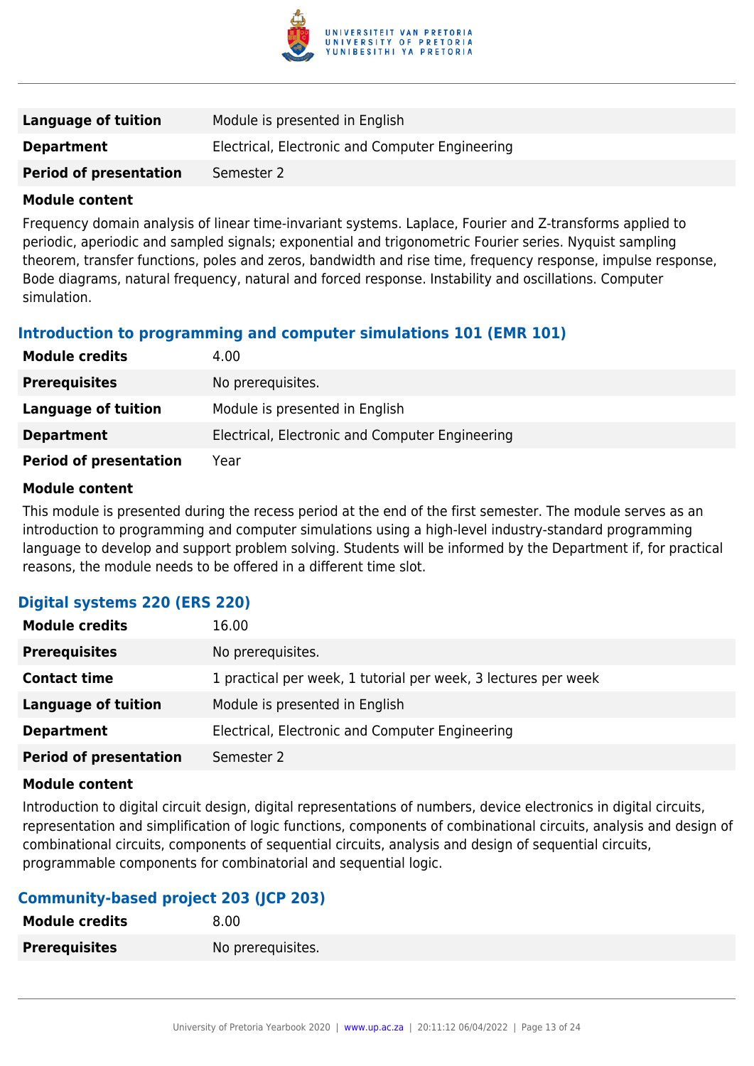| | |
|---|---|
| **Language of tuition** | Module is presented in English |
| **Department** | Electrical, Electronic and Computer Engineering |
| **Period of presentation** | Semester 2 |

**Module content**

Frequency domain analysis of linear time-invariant systems. Laplace, Fourier and Z-transforms applied to periodic, aperiodic and sampled signals; exponential and trigonometric Fourier series. Nyquist sampling theorem, transfer functions, poles and zeros, bandwidth and rise time, frequency response, impulse response, Bode diagrams, natural frequency, natural and forced response. Instability and oscillations. Computer simulation.

### Introduction to programming and computer simulations 101 (EMR 101)

| | |
|---|---|
| **Module credits** | 4.00 |
| **Prerequisites** | No prerequisites. |
| **Language of tuition** | Module is presented in English |
| **Department** | Electrical, Electronic and Computer Engineering |
| **Period of presentation** | Year |

**Module content**

This module is presented during the recess period at the end of the first semester. The module serves as an introduction to programming and computer simulations using a high-level industry-standard programming language to develop and support problem solving. Students will be informed by the Department if, for practical reasons, the module needs to be offered in a different time slot.

### Digital systems 220 (ERS 220)

| | |
|---|---|
| **Module credits** | 16.00 |
| **Prerequisites** | No prerequisites. |
| **Contact time** | 1 practical per week, 1 tutorial per week, 3 lectures per week |
| **Language of tuition** | Module is presented in English |
| **Department** | Electrical, Electronic and Computer Engineering |
| **Period of presentation** | Semester 2 |

**Module content**

Introduction to digital circuit design, digital representations of numbers, device electronics in digital circuits, representation and simplification of logic functions, components of combinational circuits, analysis and design of combinational circuits, components of sequential circuits, analysis and design of sequential circuits, programmable components for combinatorial and sequential logic.

### Community-based project 203 (JCP 203)

| | |
|---|---|
| **Module credits** | 8.00 |
| **Prerequisites** | No prerequisites. |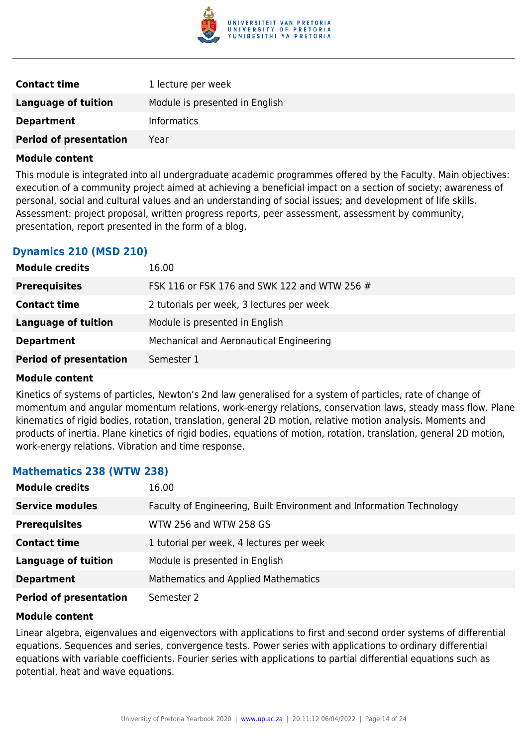| | |
|---|---|
| **Contact time** | 1 lecture per week |
| **Language of tuition** | Module is presented in English |
| **Department** | Informatics |
| **Period of presentation** | Year |

**Module content**

This module is integrated into all undergraduate academic programmes offered by the Faculty. Main objectives: execution of a community project aimed at achieving a beneficial impact on a section of society; awareness of personal, social and cultural values and an understanding of social issues; and development of life skills. Assessment: project proposal, written progress reports, peer assessment, assessment by community, presentation, report presented in the form of a blog.

### Dynamics 210 (MSD 210)

| | |
|---|---|
| **Module credits** | 16.00 |
| **Prerequisites** | FSK 116 or FSK 176 and SWK 122 and WTW 256 # |
| **Contact time** | 2 tutorials per week, 3 lectures per week |
| **Language of tuition** | Module is presented in English |
| **Department** | Mechanical and Aeronautical Engineering |
| **Period of presentation** | Semester 1 |

**Module content**

Kinetics of systems of particles, Newton's 2nd law generalised for a system of particles, rate of change of momentum and angular momentum relations, work-energy relations, conservation laws, steady mass flow. Plane kinematics of rigid bodies, rotation, translation, general 2D motion, relative motion analysis. Moments and products of inertia. Plane kinetics of rigid bodies, equations of motion, rotation, translation, general 2D motion, work-energy relations. Vibration and time response.

### Mathematics 238 (WTW 238)

| | |
|---|---|
| **Module credits** | 16.00 |
| **Service modules** | Faculty of Engineering, Built Environment and Information Technology |
| **Prerequisites** | WTW 256 and WTW 258 GS |
| **Contact time** | 1 tutorial per week, 4 lectures per week |
| **Language of tuition** | Module is presented in English |
| **Department** | Mathematics and Applied Mathematics |
| **Period of presentation** | Semester 2 |

**Module content**

Linear algebra, eigenvalues and eigenvectors with applications to first and second order systems of differential equations. Sequences and series, convergence tests. Power series with applications to ordinary differential equations with variable coefficients. Fourier series with applications to partial differential equations such as potential, heat and wave equations.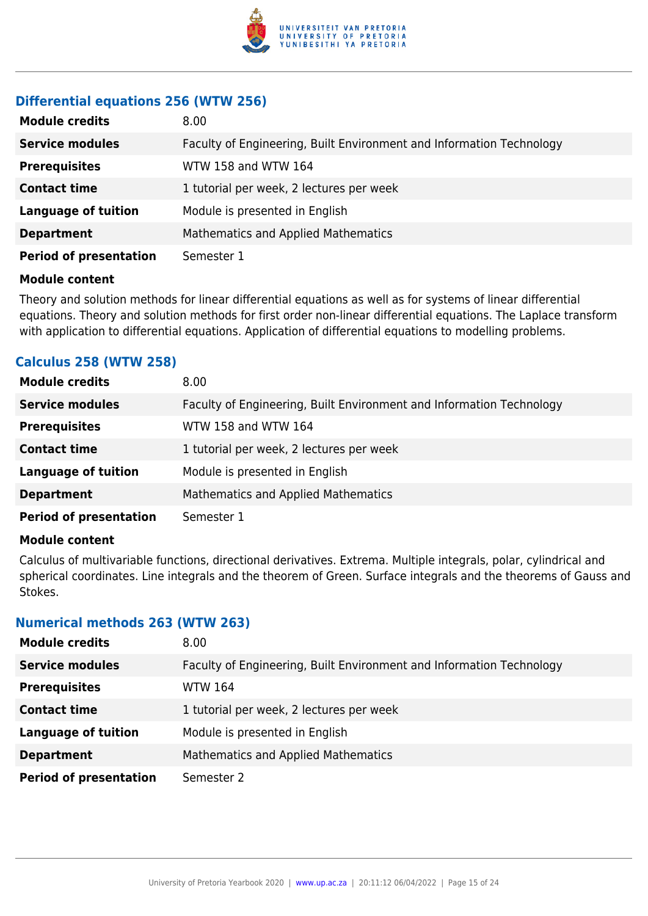### Differential equations 256 (WTW 256)

| | |
|---|---|
| **Module credits** | 8.00 |
| **Service modules** | Faculty of Engineering, Built Environment and Information Technology |
| **Prerequisites** | WTW 158 and WTW 164 |
| **Contact time** | 1 tutorial per week, 2 lectures per week |
| **Language of tuition** | Module is presented in English |
| **Department** | Mathematics and Applied Mathematics |
| **Period of presentation** | Semester 1 |

**Module content**

Theory and solution methods for linear differential equations as well as for systems of linear differential equations. Theory and solution methods for first order non-linear differential equations. The Laplace transform with application to differential equations. Application of differential equations to modelling problems.

### Calculus 258 (WTW 258)

| | |
|---|---|
| **Module credits** | 8.00 |
| **Service modules** | Faculty of Engineering, Built Environment and Information Technology |
| **Prerequisites** | WTW 158 and WTW 164 |
| **Contact time** | 1 tutorial per week, 2 lectures per week |
| **Language of tuition** | Module is presented in English |
| **Department** | Mathematics and Applied Mathematics |
| **Period of presentation** | Semester 1 |

**Module content**

Calculus of multivariable functions, directional derivatives. Extrema. Multiple integrals, polar, cylindrical and spherical coordinates. Line integrals and the theorem of Green. Surface integrals and the theorems of Gauss and Stokes.

### Numerical methods 263 (WTW 263)

| | |
|---|---|
| **Module credits** | 8.00 |
| **Service modules** | Faculty of Engineering, Built Environment and Information Technology |
| **Prerequisites** | WTW 164 |
| **Contact time** | 1 tutorial per week, 2 lectures per week |
| **Language of tuition** | Module is presented in English |
| **Department** | Mathematics and Applied Mathematics |
| **Period of presentation** | Semester 2 |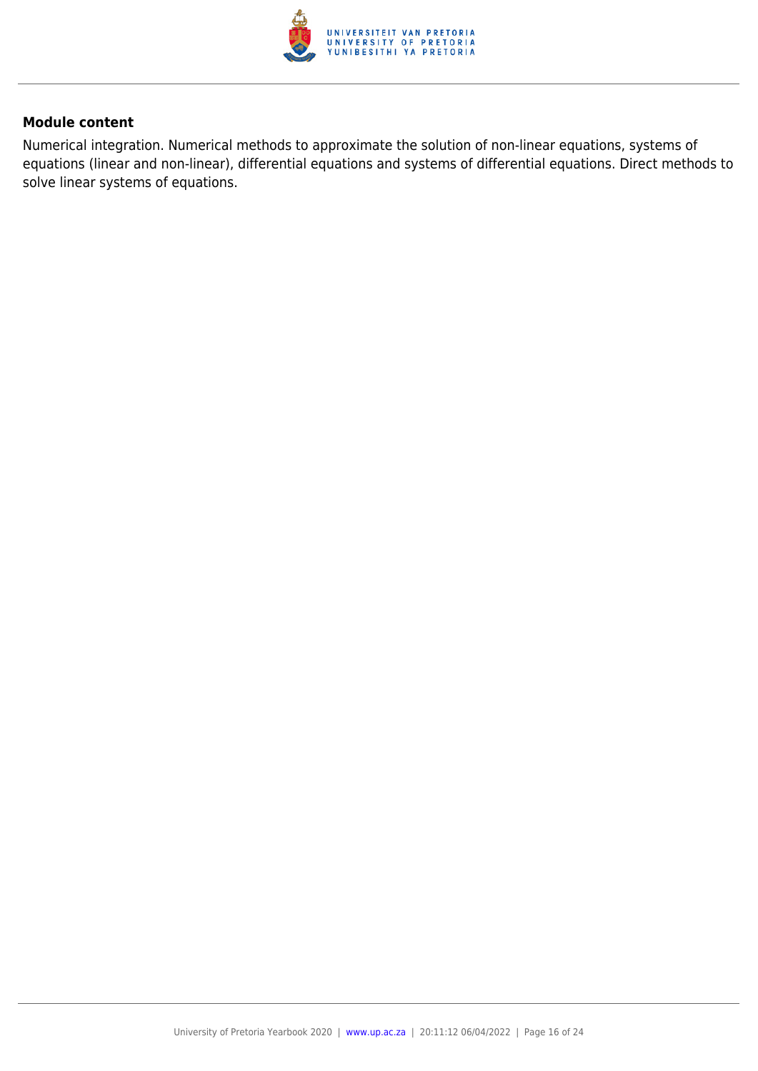**Module content**

Numerical integration. Numerical methods to approximate the solution of non-linear equations, systems of equations (linear and non-linear), differential equations and systems of differential equations. Direct methods to solve linear systems of equations.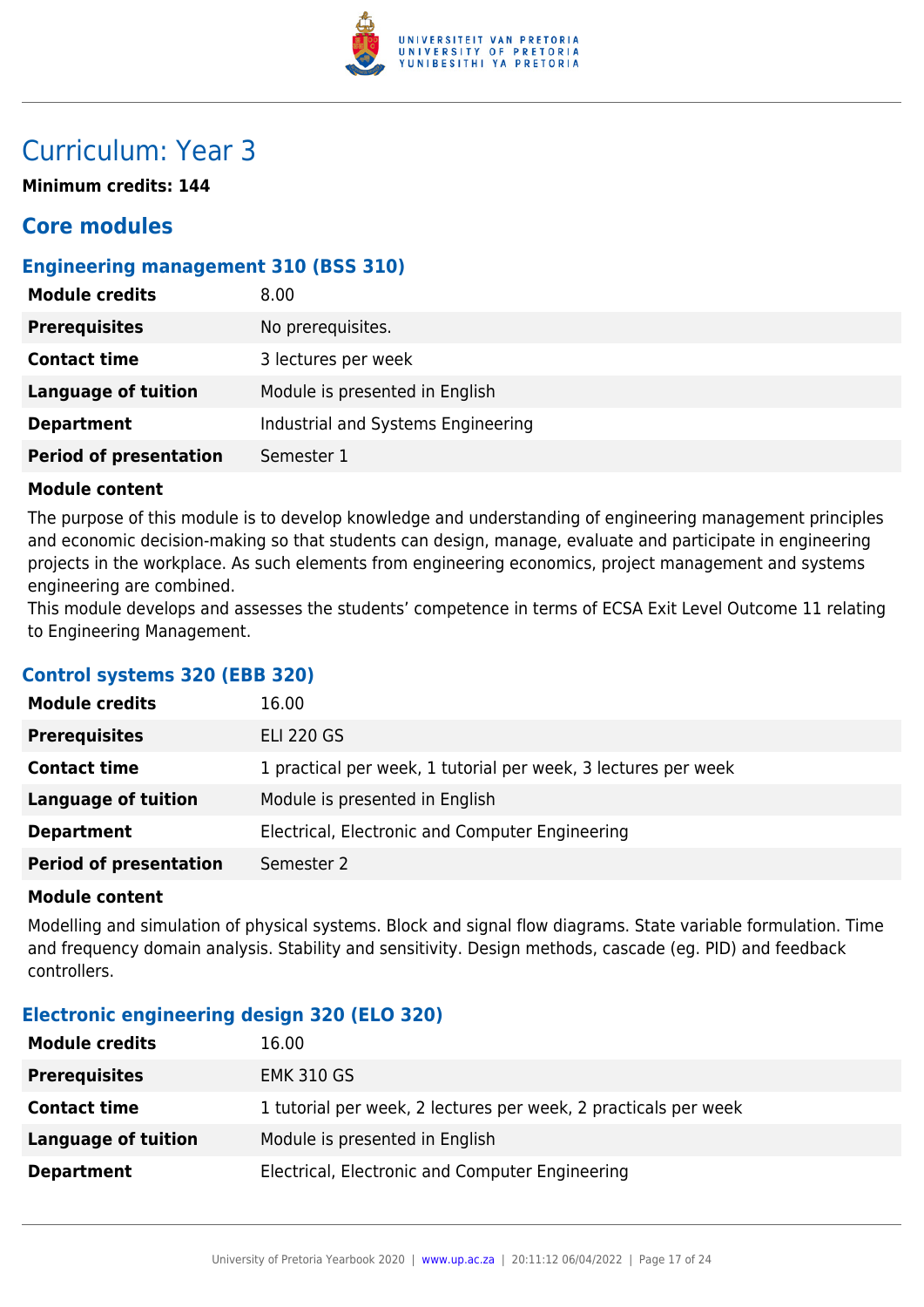# Curriculum: Year 3

**Minimum credits: 144**

## Core modules

### Engineering management 310 (BSS 310)

| | |
|---|---|
| **Module credits** | 8.00 |
| **Prerequisites** | No prerequisites. |
| **Contact time** | 3 lectures per week |
| **Language of tuition** | Module is presented in English |
| **Department** | Industrial and Systems Engineering |
| **Period of presentation** | Semester 1 |

**Module content**

The purpose of this module is to develop knowledge and understanding of engineering management principles and economic decision-making so that students can design, manage, evaluate and participate in engineering projects in the workplace. As such elements from engineering economics, project management and systems engineering are combined.
This module develops and assesses the students' competence in terms of ECSA Exit Level Outcome 11 relating to Engineering Management.

### Control systems 320 (EBB 320)

| | |
|---|---|
| **Module credits** | 16.00 |
| **Prerequisites** | ELI 220 GS |
| **Contact time** | 1 practical per week, 1 tutorial per week, 3 lectures per week |
| **Language of tuition** | Module is presented in English |
| **Department** | Electrical, Electronic and Computer Engineering |
| **Period of presentation** | Semester 2 |

**Module content**

Modelling and simulation of physical systems. Block and signal flow diagrams. State variable formulation. Time and frequency domain analysis. Stability and sensitivity. Design methods, cascade (eg. PID) and feedback controllers.

### Electronic engineering design 320 (ELO 320)

| | |
|---|---|
| **Module credits** | 16.00 |
| **Prerequisites** | EMK 310 GS |
| **Contact time** | 1 tutorial per week, 2 lectures per week, 2 practicals per week |
| **Language of tuition** | Module is presented in English |
| **Department** | Electrical, Electronic and Computer Engineering |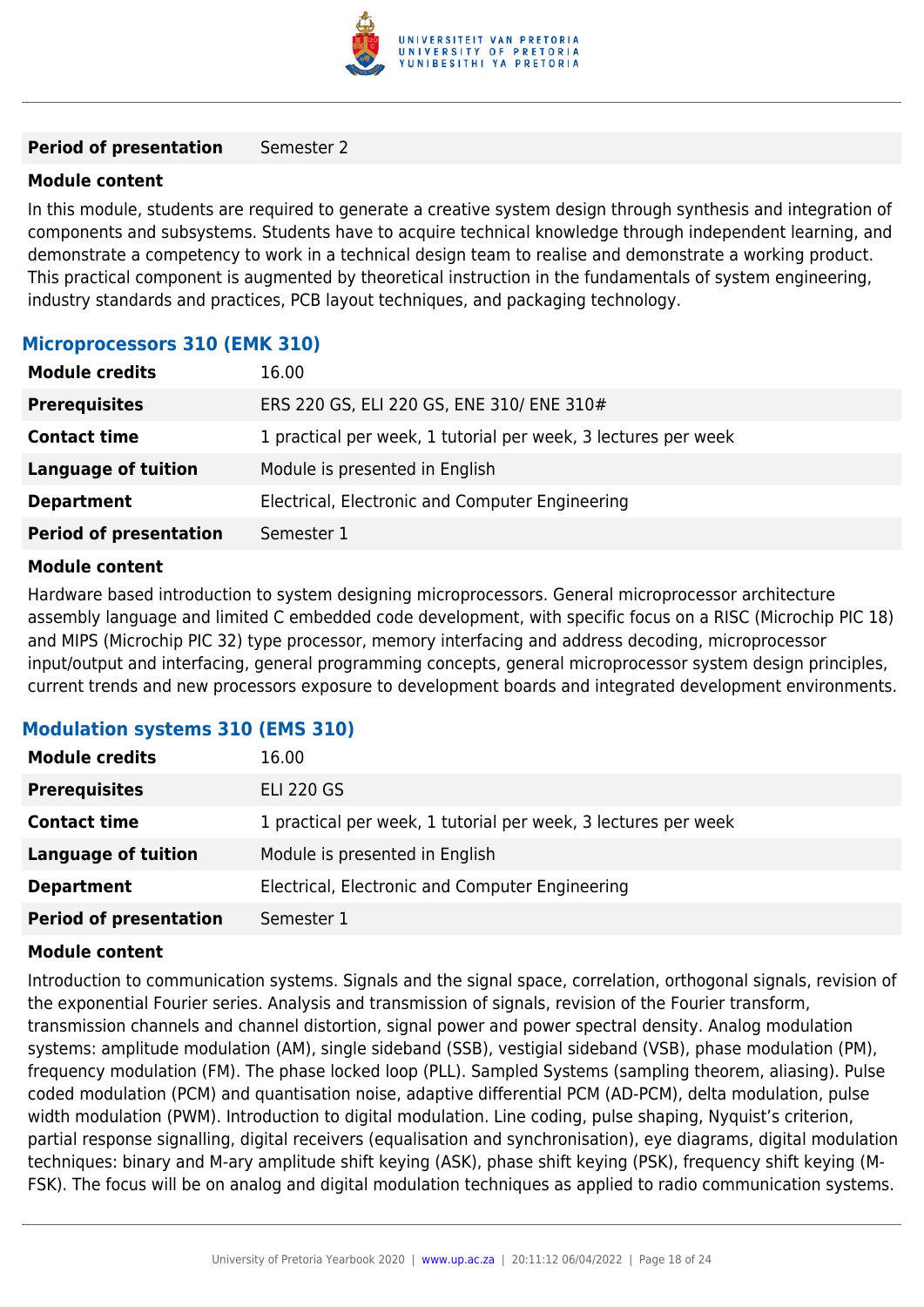| | |
|---|---|
| **Period of presentation** | Semester 2 |

**Module content**

In this module, students are required to generate a creative system design through synthesis and integration of components and subsystems. Students have to acquire technical knowledge through independent learning, and demonstrate a competency to work in a technical design team to realise and demonstrate a working product. This practical component is augmented by theoretical instruction in the fundamentals of system engineering, industry standards and practices, PCB layout techniques, and packaging technology.

## Microprocessors 310 (EMK 310)

| | |
|---|---|
| **Module credits** | 16.00 |
| **Prerequisites** | ERS 220 GS, ELI 220 GS, ENE 310/ ENE 310# |
| **Contact time** | 1 practical per week, 1 tutorial per week, 3 lectures per week |
| **Language of tuition** | Module is presented in English |
| **Department** | Electrical, Electronic and Computer Engineering |
| **Period of presentation** | Semester 1 |

**Module content**

Hardware based introduction to system designing microprocessors. General microprocessor architecture assembly language and limited C embedded code development, with specific focus on a RISC (Microchip PIC 18) and MIPS (Microchip PIC 32) type processor, memory interfacing and address decoding, microprocessor input/output and interfacing, general programming concepts, general microprocessor system design principles, current trends and new processors exposure to development boards and integrated development environments.

## Modulation systems 310 (EMS 310)

| | |
|---|---|
| **Module credits** | 16.00 |
| **Prerequisites** | ELI 220 GS |
| **Contact time** | 1 practical per week, 1 tutorial per week, 3 lectures per week |
| **Language of tuition** | Module is presented in English |
| **Department** | Electrical, Electronic and Computer Engineering |
| **Period of presentation** | Semester 1 |

**Module content**

Introduction to communication systems. Signals and the signal space, correlation, orthogonal signals, revision of the exponential Fourier series. Analysis and transmission of signals, revision of the Fourier transform, transmission channels and channel distortion, signal power and power spectral density. Analog modulation systems: amplitude modulation (AM), single sideband (SSB), vestigial sideband (VSB), phase modulation (PM), frequency modulation (FM). The phase locked loop (PLL). Sampled Systems (sampling theorem, aliasing). Pulse coded modulation (PCM) and quantisation noise, adaptive differential PCM (AD-PCM), delta modulation, pulse width modulation (PWM). Introduction to digital modulation. Line coding, pulse shaping, Nyquist's criterion, partial response signalling, digital receivers (equalisation and synchronisation), eye diagrams, digital modulation techniques: binary and M-ary amplitude shift keying (ASK), phase shift keying (PSK), frequency shift keying (M-FSK). The focus will be on analog and digital modulation techniques as applied to radio communication systems.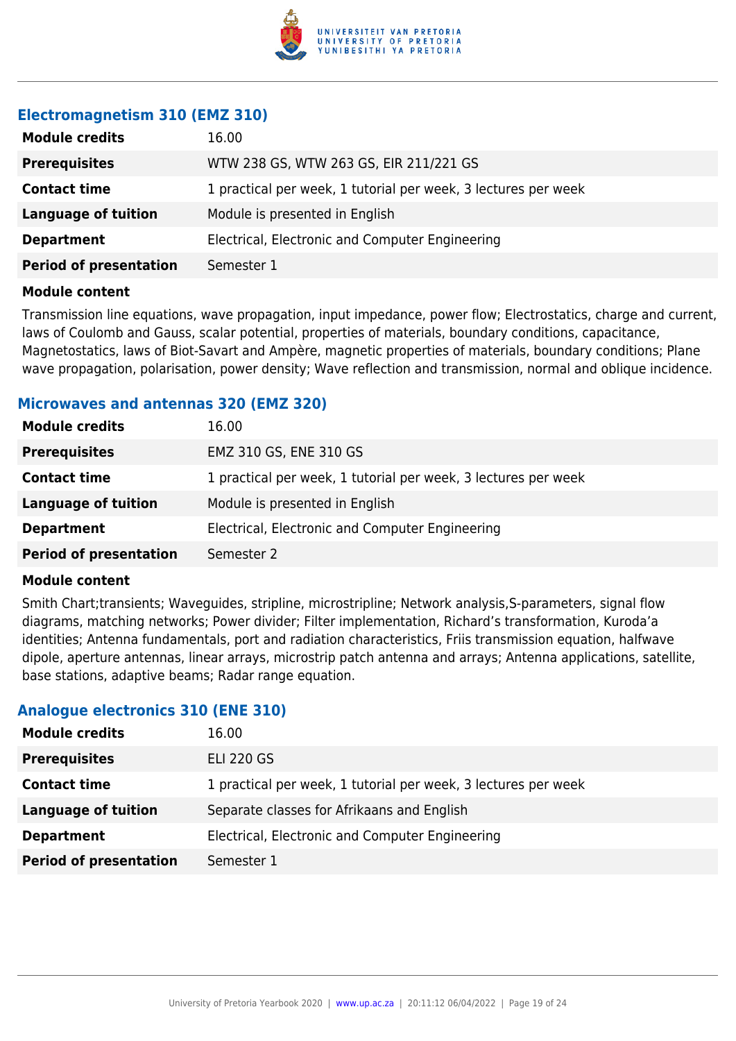## Electromagnetism 310 (EMZ 310)

| | |
|---|---|
| **Module credits** | 16.00 |
| **Prerequisites** | WTW 238 GS, WTW 263 GS, EIR 211/221 GS |
| **Contact time** | 1 practical per week, 1 tutorial per week, 3 lectures per week |
| **Language of tuition** | Module is presented in English |
| **Department** | Electrical, Electronic and Computer Engineering |
| **Period of presentation** | Semester 1 |

**Module content**

Transmission line equations, wave propagation, input impedance, power flow; Electrostatics, charge and current, laws of Coulomb and Gauss, scalar potential, properties of materials, boundary conditions, capacitance, Magnetostatics, laws of Biot-Savart and Ampère, magnetic properties of materials, boundary conditions; Plane wave propagation, polarisation, power density; Wave reflection and transmission, normal and oblique incidence.

## Microwaves and antennas 320 (EMZ 320)

| | |
|---|---|
| **Module credits** | 16.00 |
| **Prerequisites** | EMZ 310 GS, ENE 310 GS |
| **Contact time** | 1 practical per week, 1 tutorial per week, 3 lectures per week |
| **Language of tuition** | Module is presented in English |
| **Department** | Electrical, Electronic and Computer Engineering |
| **Period of presentation** | Semester 2 |

**Module content**

Smith Chart;transients; Waveguides, stripline, microstripline; Network analysis,S-parameters, signal flow diagrams, matching networks; Power divider; Filter implementation, Richard's transformation, Kuroda'a identities; Antenna fundamentals, port and radiation characteristics, Friis transmission equation, halfwave dipole, aperture antennas, linear arrays, microstrip patch antenna and arrays; Antenna applications, satellite, base stations, adaptive beams; Radar range equation.

## Analogue electronics 310 (ENE 310)

| | |
|---|---|
| **Module credits** | 16.00 |
| **Prerequisites** | ELI 220 GS |
| **Contact time** | 1 practical per week, 1 tutorial per week, 3 lectures per week |
| **Language of tuition** | Separate classes for Afrikaans and English |
| **Department** | Electrical, Electronic and Computer Engineering |
| **Period of presentation** | Semester 1 |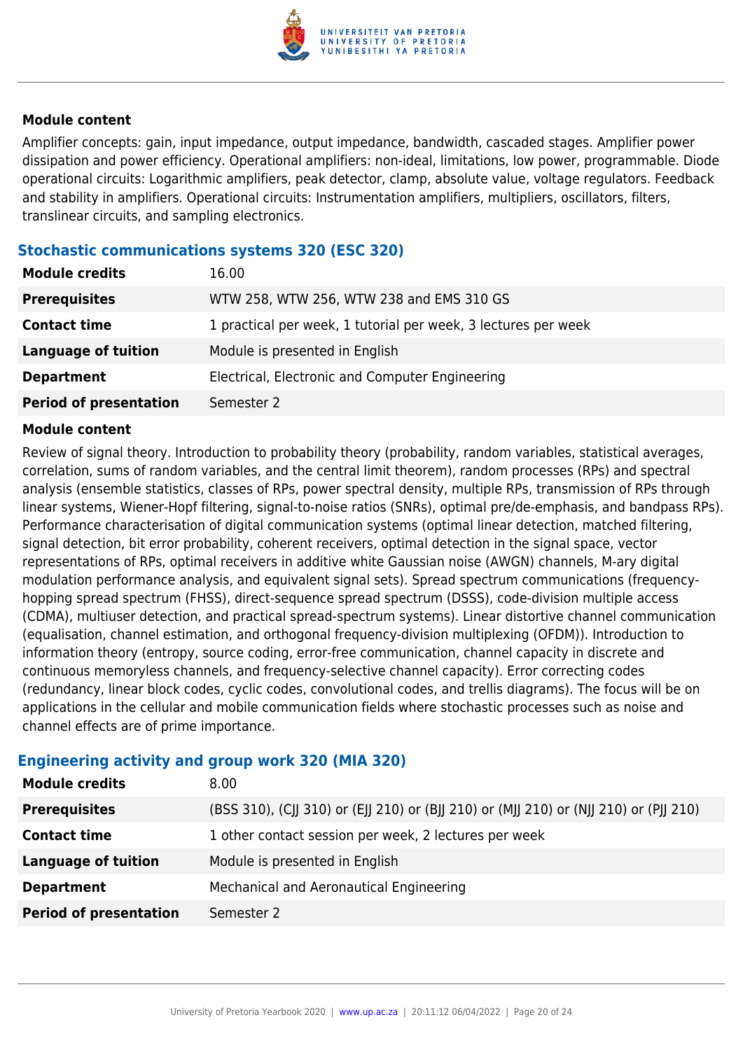#### Module content

Amplifier concepts: gain, input impedance, output impedance, bandwidth, cascaded stages. Amplifier power dissipation and power efficiency. Operational amplifiers: non-ideal, limitations, low power, programmable. Diode operational circuits: Logarithmic amplifiers, peak detector, clamp, absolute value, voltage regulators. Feedback and stability in amplifiers. Operational circuits: Instrumentation amplifiers, multipliers, oscillators, filters, translinear circuits, and sampling electronics.

### Stochastic communications systems 320 (ESC 320)

| | |
|---|---|
| **Module credits** | 16.00 |
| **Prerequisites** | WTW 258, WTW 256, WTW 238 and EMS 310 GS |
| **Contact time** | 1 practical per week, 1 tutorial per week, 3 lectures per week |
| **Language of tuition** | Module is presented in English |
| **Department** | Electrical, Electronic and Computer Engineering |
| **Period of presentation** | Semester 2 |

#### Module content

Review of signal theory. Introduction to probability theory (probability, random variables, statistical averages, correlation, sums of random variables, and the central limit theorem), random processes (RPs) and spectral analysis (ensemble statistics, classes of RPs, power spectral density, multiple RPs, transmission of RPs through linear systems, Wiener-Hopf filtering, signal-to-noise ratios (SNRs), optimal pre/de-emphasis, and bandpass RPs). Performance characterisation of digital communication systems (optimal linear detection, matched filtering, signal detection, bit error probability, coherent receivers, optimal detection in the signal space, vector representations of RPs, optimal receivers in additive white Gaussian noise (AWGN) channels, M-ary digital modulation performance analysis, and equivalent signal sets). Spread spectrum communications (frequency-hopping spread spectrum (FHSS), direct-sequence spread spectrum (DSSS), code-division multiple access (CDMA), multiuser detection, and practical spread-spectrum systems). Linear distortive channel communication (equalisation, channel estimation, and orthogonal frequency-division multiplexing (OFDM)). Introduction to information theory (entropy, source coding, error-free communication, channel capacity in discrete and continuous memoryless channels, and frequency-selective channel capacity). Error correcting codes (redundancy, linear block codes, cyclic codes, convolutional codes, and trellis diagrams). The focus will be on applications in the cellular and mobile communication fields where stochastic processes such as noise and channel effects are of prime importance.

### Engineering activity and group work 320 (MIA 320)

| | |
|---|---|
| **Module credits** | 8.00 |
| **Prerequisites** | (BSS 310), (CJJ 310) or (EJJ 210) or (BJJ 210) or (MJJ 210) or (NJJ 210) or (PJJ 210) |
| **Contact time** | 1 other contact session per week, 2 lectures per week |
| **Language of tuition** | Module is presented in English |
| **Department** | Mechanical and Aeronautical Engineering |
| **Period of presentation** | Semester 2 |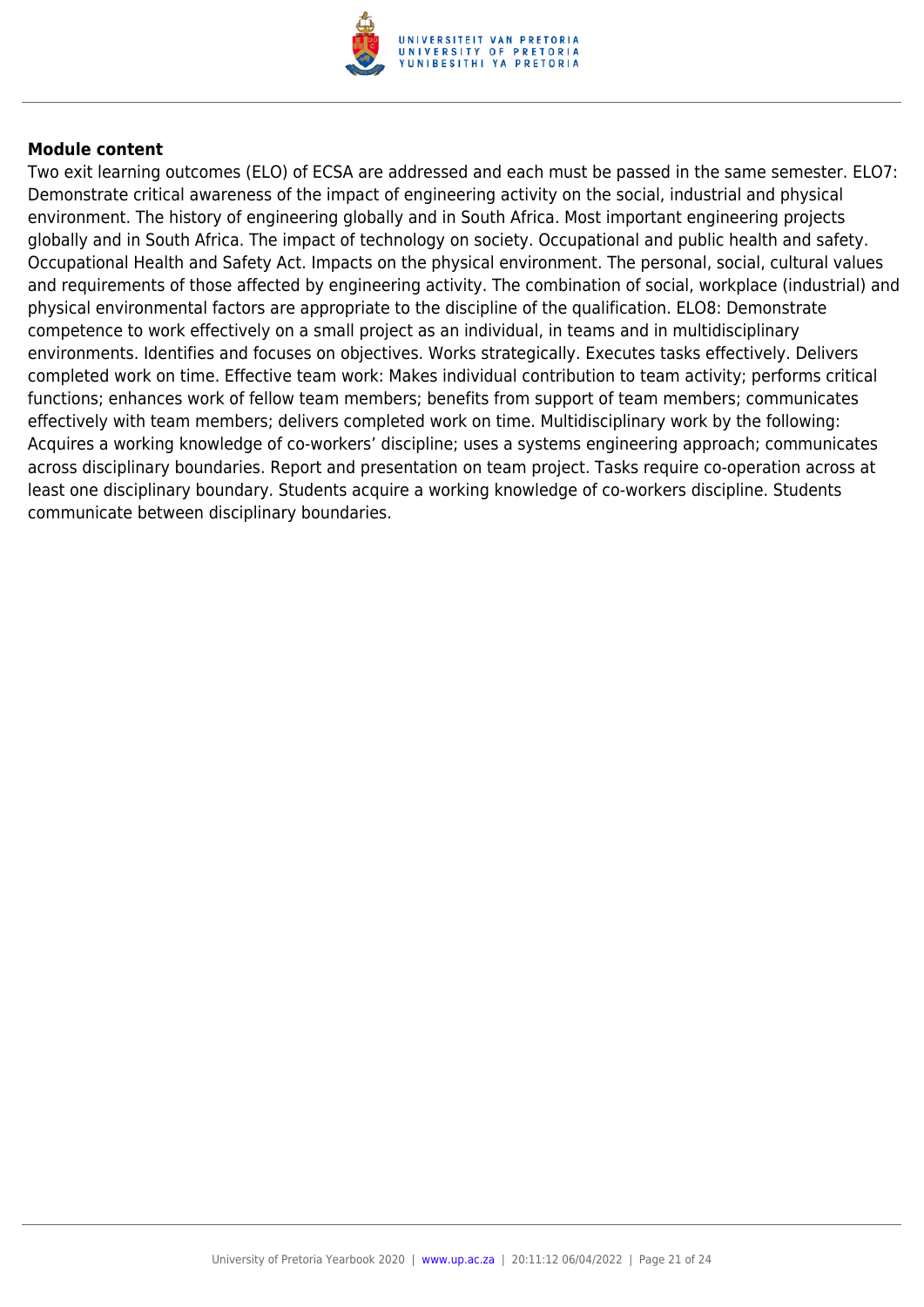**Module content**

Two exit learning outcomes (ELO) of ECSA are addressed and each must be passed in the same semester. ELO7: Demonstrate critical awareness of the impact of engineering activity on the social, industrial and physical environment. The history of engineering globally and in South Africa. Most important engineering projects globally and in South Africa. The impact of technology on society. Occupational and public health and safety. Occupational Health and Safety Act. Impacts on the physical environment. The personal, social, cultural values and requirements of those affected by engineering activity. The combination of social, workplace (industrial) and physical environmental factors are appropriate to the discipline of the qualification. ELO8: Demonstrate competence to work effectively on a small project as an individual, in teams and in multidisciplinary environments. Identifies and focuses on objectives. Works strategically. Executes tasks effectively. Delivers completed work on time. Effective team work: Makes individual contribution to team activity; performs critical functions; enhances work of fellow team members; benefits from support of team members; communicates effectively with team members; delivers completed work on time. Multidisciplinary work by the following: Acquires a working knowledge of co-workers' discipline; uses a systems engineering approach; communicates across disciplinary boundaries. Report and presentation on team project. Tasks require co-operation across at least one disciplinary boundary. Students acquire a working knowledge of co-workers discipline. Students communicate between disciplinary boundaries.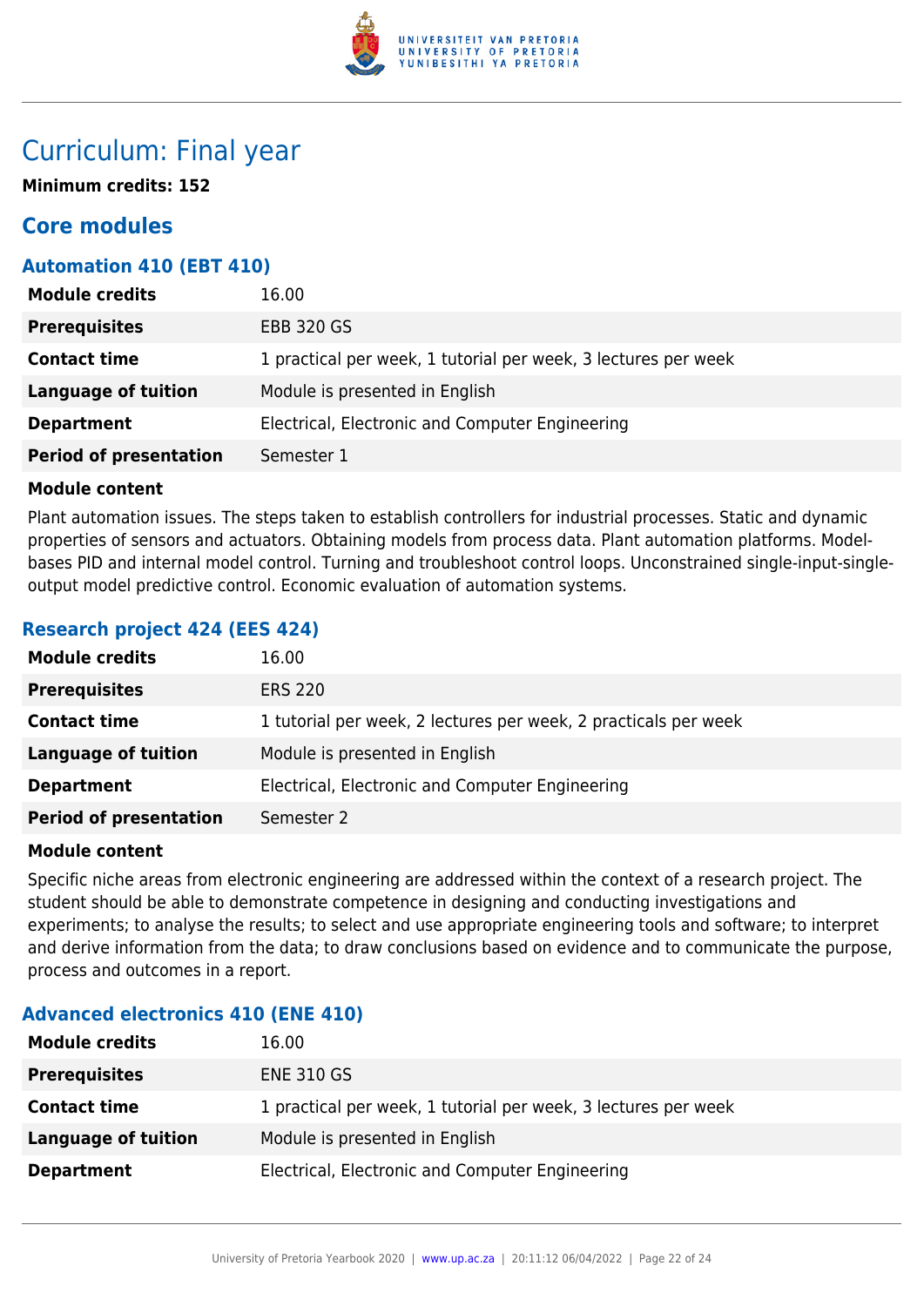# Curriculum: Final year

**Minimum credits: 152**

## Core modules

### Automation 410 (EBT 410)

| | |
|---|---|
| **Module credits** | 16.00 |
| **Prerequisites** | EBB 320 GS |
| **Contact time** | 1 practical per week, 1 tutorial per week, 3 lectures per week |
| **Language of tuition** | Module is presented in English |
| **Department** | Electrical, Electronic and Computer Engineering |
| **Period of presentation** | Semester 1 |

**Module content**

Plant automation issues. The steps taken to establish controllers for industrial processes. Static and dynamic properties of sensors and actuators. Obtaining models from process data. Plant automation platforms. Model-bases PID and internal model control. Turning and troubleshoot control loops. Unconstrained single-input-single-output model predictive control. Economic evaluation of automation systems.

### Research project 424 (EES 424)

| | |
|---|---|
| **Module credits** | 16.00 |
| **Prerequisites** | ERS 220 |
| **Contact time** | 1 tutorial per week, 2 lectures per week, 2 practicals per week |
| **Language of tuition** | Module is presented in English |
| **Department** | Electrical, Electronic and Computer Engineering |
| **Period of presentation** | Semester 2 |

**Module content**

Specific niche areas from electronic engineering are addressed within the context of a research project. The student should be able to demonstrate competence in designing and conducting investigations and experiments; to analyse the results; to select and use appropriate engineering tools and software; to interpret and derive information from the data; to draw conclusions based on evidence and to communicate the purpose, process and outcomes in a report.

### Advanced electronics 410 (ENE 410)

| | |
|---|---|
| **Module credits** | 16.00 |
| **Prerequisites** | ENE 310 GS |
| **Contact time** | 1 practical per week, 1 tutorial per week, 3 lectures per week |
| **Language of tuition** | Module is presented in English |
| **Department** | Electrical, Electronic and Computer Engineering |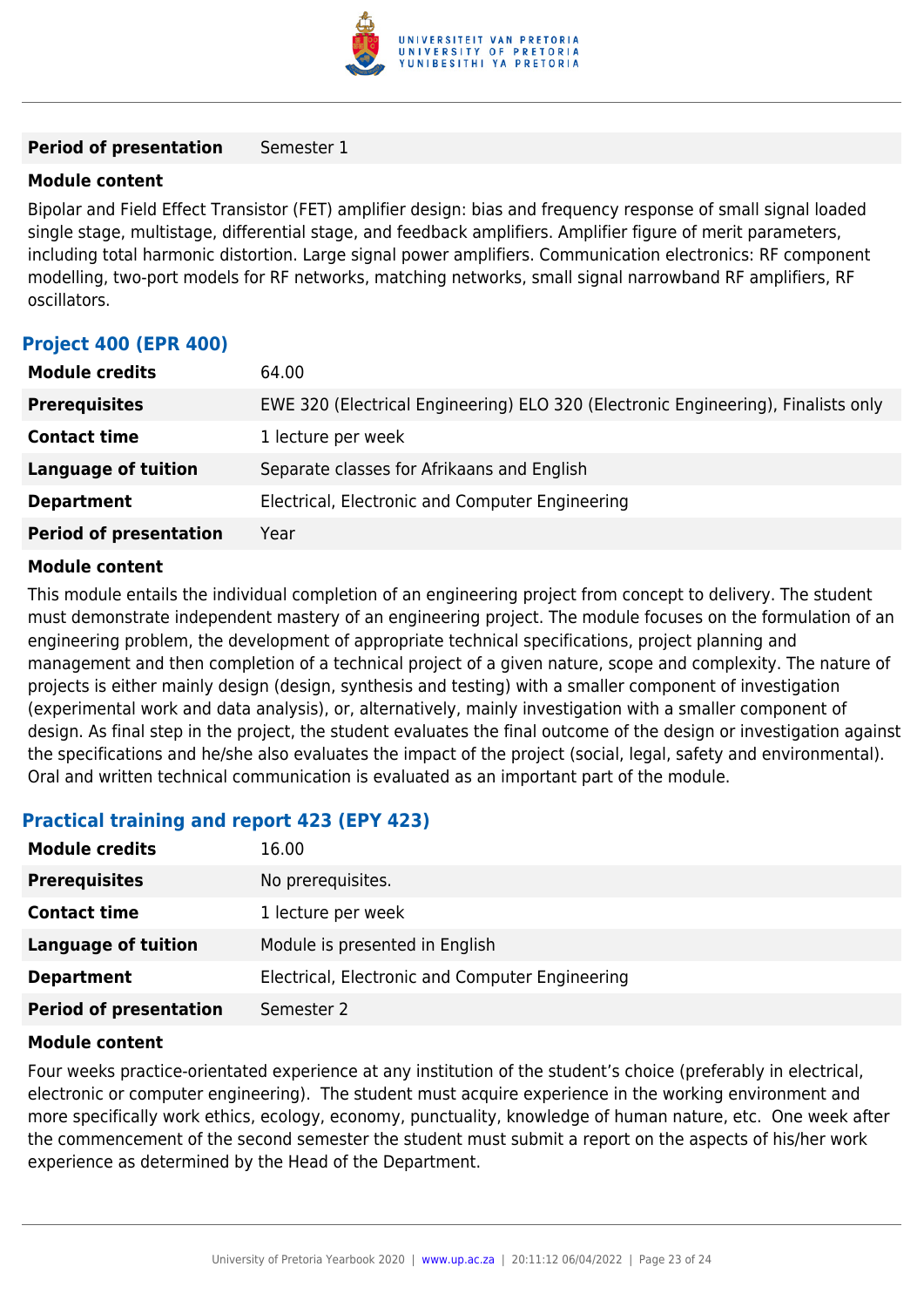| **Period of presentation** | Semester 1 |
| --- | --- |

**Module content**

Bipolar and Field Effect Transistor (FET) amplifier design: bias and frequency response of small signal loaded single stage, multistage, differential stage, and feedback amplifiers. Amplifier figure of merit parameters, including total harmonic distortion. Large signal power amplifiers. Communication electronics: RF component modelling, two-port models for RF networks, matching networks, small signal narrowband RF amplifiers, RF oscillators.

### Project 400 (EPR 400)

| | |
| --- | --- |
| **Module credits** | 64.00 |
| **Prerequisites** | EWE 320 (Electrical Engineering) ELO 320 (Electronic Engineering), Finalists only |
| **Contact time** | 1 lecture per week |
| **Language of tuition** | Separate classes for Afrikaans and English |
| **Department** | Electrical, Electronic and Computer Engineering |
| **Period of presentation** | Year |

**Module content**

This module entails the individual completion of an engineering project from concept to delivery. The student must demonstrate independent mastery of an engineering project. The module focuses on the formulation of an engineering problem, the development of appropriate technical specifications, project planning and management and then completion of a technical project of a given nature, scope and complexity. The nature of projects is either mainly design (design, synthesis and testing) with a smaller component of investigation (experimental work and data analysis), or, alternatively, mainly investigation with a smaller component of design. As final step in the project, the student evaluates the final outcome of the design or investigation against the specifications and he/she also evaluates the impact of the project (social, legal, safety and environmental). Oral and written technical communication is evaluated as an important part of the module.

### Practical training and report 423 (EPY 423)

| | |
| --- | --- |
| **Module credits** | 16.00 |
| **Prerequisites** | No prerequisites. |
| **Contact time** | 1 lecture per week |
| **Language of tuition** | Module is presented in English |
| **Department** | Electrical, Electronic and Computer Engineering |
| **Period of presentation** | Semester 2 |

**Module content**

Four weeks practice-orientated experience at any institution of the student's choice (preferably in electrical, electronic or computer engineering). The student must acquire experience in the working environment and more specifically work ethics, ecology, economy, punctuality, knowledge of human nature, etc. One week after the commencement of the second semester the student must submit a report on the aspects of his/her work experience as determined by the Head of the Department.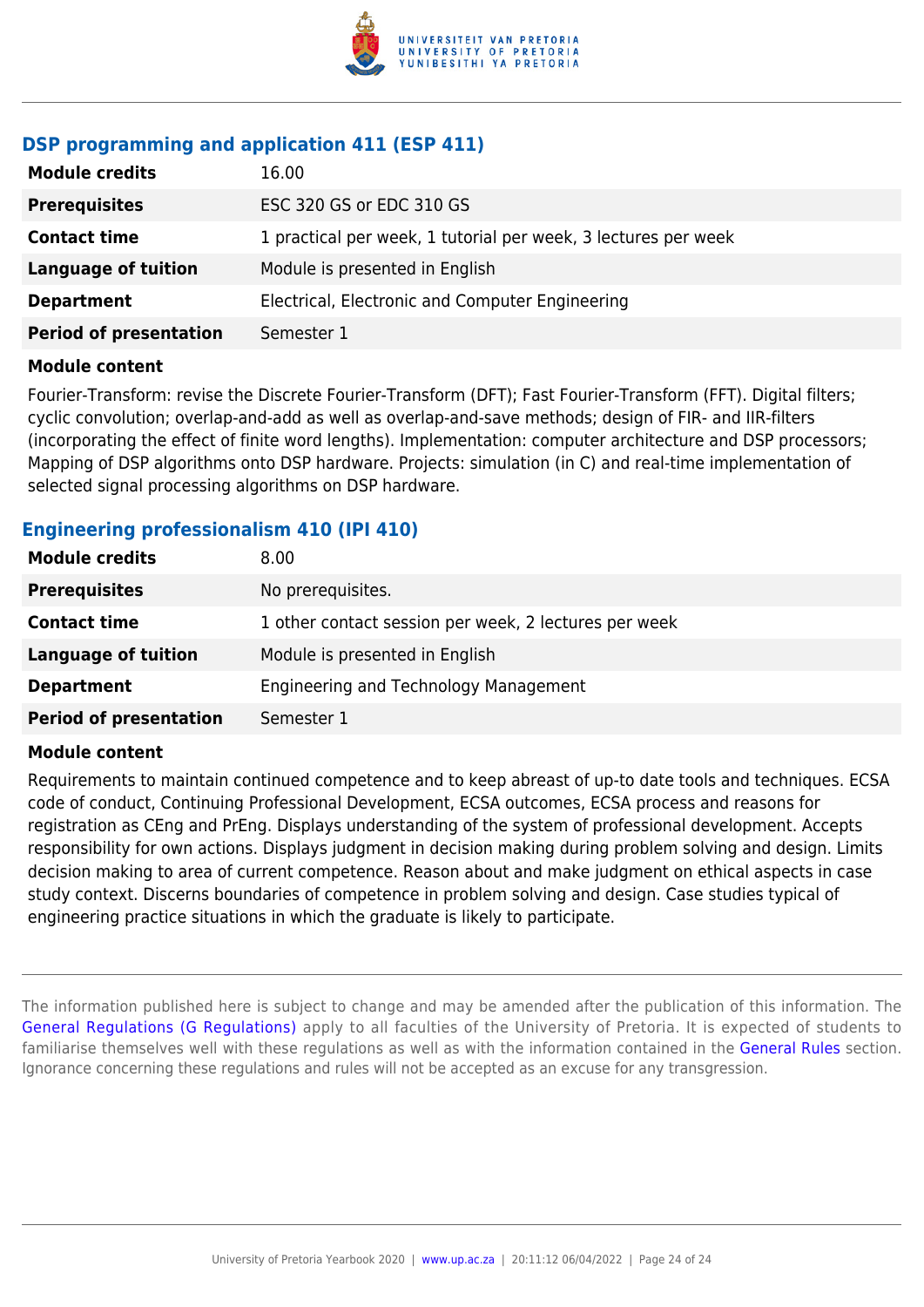### DSP programming and application 411 (ESP 411)

| | |
|---|---|
| **Module credits** | 16.00 |
| **Prerequisites** | ESC 320 GS or EDC 310 GS |
| **Contact time** | 1 practical per week, 1 tutorial per week, 3 lectures per week |
| **Language of tuition** | Module is presented in English |
| **Department** | Electrical, Electronic and Computer Engineering |
| **Period of presentation** | Semester 1 |

**Module content**

Fourier-Transform: revise the Discrete Fourier-Transform (DFT); Fast Fourier-Transform (FFT). Digital filters; cyclic convolution; overlap-and-add as well as overlap-and-save methods; design of FIR- and IIR-filters (incorporating the effect of finite word lengths). Implementation: computer architecture and DSP processors; Mapping of DSP algorithms onto DSP hardware. Projects: simulation (in C) and real-time implementation of selected signal processing algorithms on DSP hardware.

### Engineering professionalism 410 (IPI 410)

| | |
|---|---|
| **Module credits** | 8.00 |
| **Prerequisites** | No prerequisites. |
| **Contact time** | 1 other contact session per week, 2 lectures per week |
| **Language of tuition** | Module is presented in English |
| **Department** | Engineering and Technology Management |
| **Period of presentation** | Semester 1 |

**Module content**

Requirements to maintain continued competence and to keep abreast of up-to date tools and techniques. ECSA code of conduct, Continuing Professional Development, ECSA outcomes, ECSA process and reasons for registration as CEng and PrEng. Displays understanding of the system of professional development. Accepts responsibility for own actions. Displays judgment in decision making during problem solving and design. Limits decision making to area of current competence. Reason about and make judgment on ethical aspects in case study context. Discerns boundaries of competence in problem solving and design. Case studies typical of engineering practice situations in which the graduate is likely to participate.

The information published here is subject to change and may be amended after the publication of this information. The General Regulations (G Regulations) apply to all faculties of the University of Pretoria. It is expected of students to familiarise themselves well with these regulations as well as with the information contained in the General Rules section. Ignorance concerning these regulations and rules will not be accepted as an excuse for any transgression.